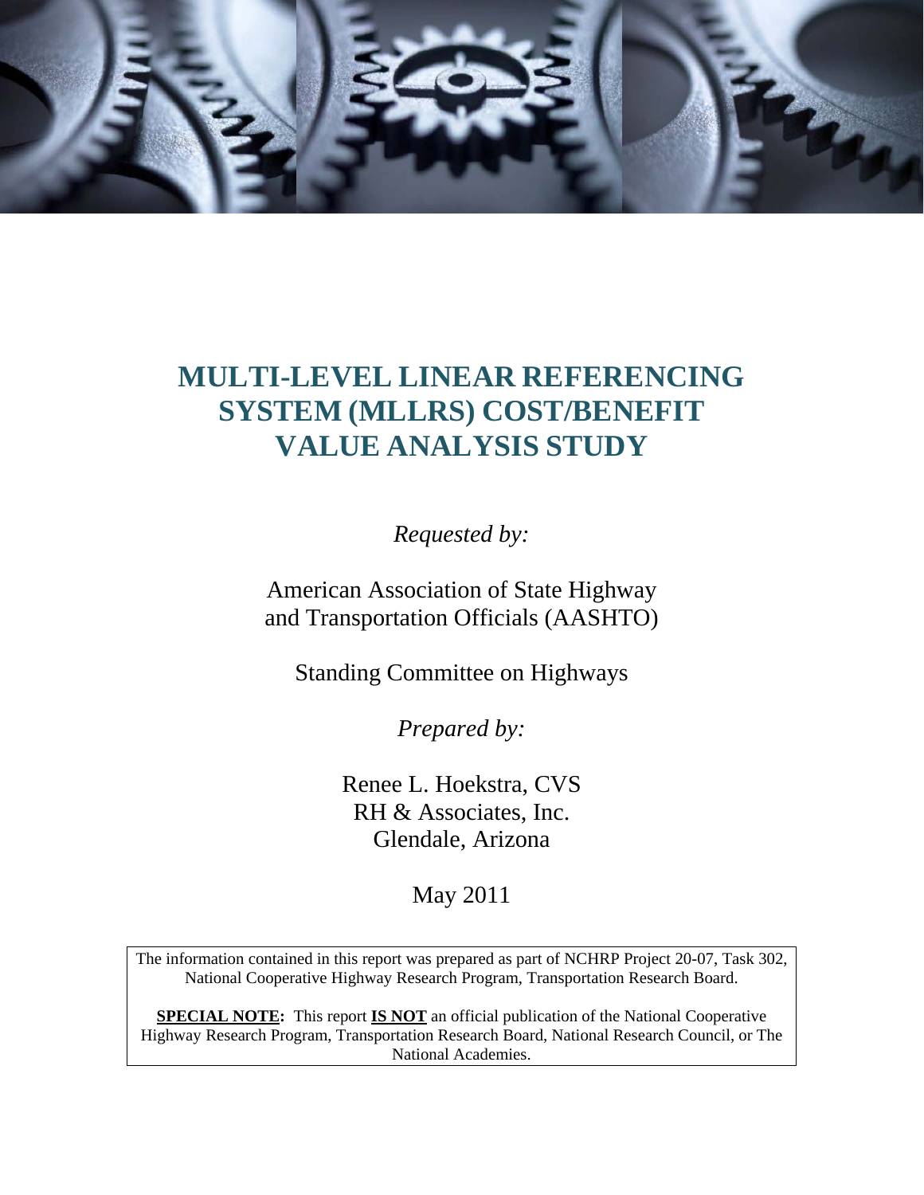# MULTI-LEVEL LINEAR REFERENCING SYSTEM (MLLRS) COST/BENEFIT VALUE ANALYSIS STUDY

*Requested by:*

American Association of State Highway and Transportation Officials (AASHTO)

Standing Committee on Highways

*Prepared by:*

Renee L. Hoekstra, CVS
RH & Associates, Inc.
Glendale, Arizona

May 2011

The information contained in this report was prepared as part of NCHRP Project 20-07, Task 302, National Cooperative Highway Research Program, Transportation Research Board.

**SPECIAL NOTE:** This report **IS NOT** an official publication of the National Cooperative Highway Research Program, Transportation Research Board, National Research Council, or The National Academies.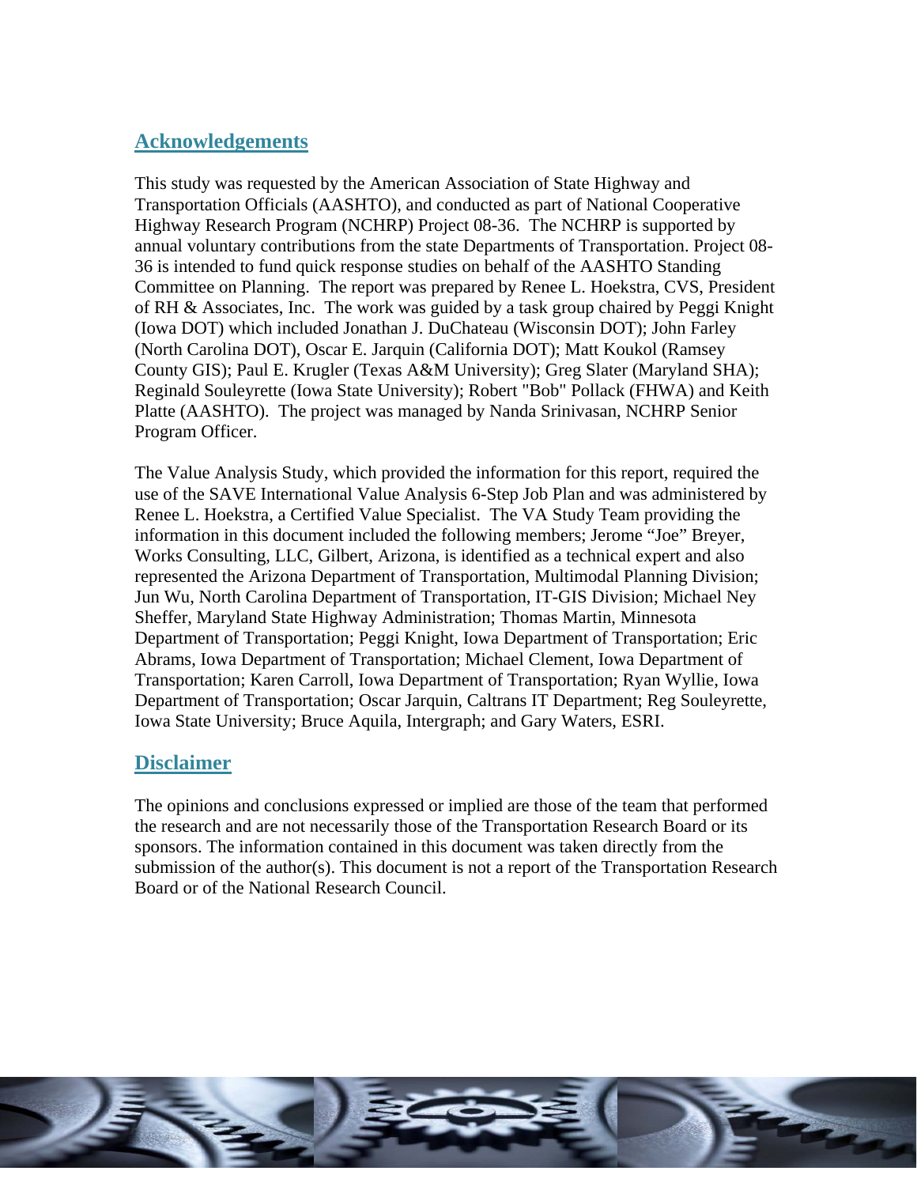## Acknowledgements

This study was requested by the American Association of State Highway and Transportation Officials (AASHTO), and conducted as part of National Cooperative Highway Research Program (NCHRP) Project 08-36. The NCHRP is supported by annual voluntary contributions from the state Departments of Transportation. Project 08-36 is intended to fund quick response studies on behalf of the AASHTO Standing Committee on Planning. The report was prepared by Renee L. Hoekstra, CVS, President of RH & Associates, Inc. The work was guided by a task group chaired by Peggi Knight (Iowa DOT) which included Jonathan J. DuChateau (Wisconsin DOT); John Farley (North Carolina DOT), Oscar E. Jarquin (California DOT); Matt Koukol (Ramsey County GIS); Paul E. Krugler (Texas A&M University); Greg Slater (Maryland SHA); Reginald Souleyrette (Iowa State University); Robert "Bob" Pollack (FHWA) and Keith Platte (AASHTO). The project was managed by Nanda Srinivasan, NCHRP Senior Program Officer.

The Value Analysis Study, which provided the information for this report, required the use of the SAVE International Value Analysis 6-Step Job Plan and was administered by Renee L. Hoekstra, a Certified Value Specialist. The VA Study Team providing the information in this document included the following members; Jerome "Joe" Breyer, Works Consulting, LLC, Gilbert, Arizona, is identified as a technical expert and also represented the Arizona Department of Transportation, Multimodal Planning Division; Jun Wu, North Carolina Department of Transportation, IT-GIS Division; Michael Ney Sheffer, Maryland State Highway Administration; Thomas Martin, Minnesota Department of Transportation; Peggi Knight, Iowa Department of Transportation; Eric Abrams, Iowa Department of Transportation; Michael Clement, Iowa Department of Transportation; Karen Carroll, Iowa Department of Transportation; Ryan Wyllie, Iowa Department of Transportation; Oscar Jarquin, Caltrans IT Department; Reg Souleyrette, Iowa State University; Bruce Aquila, Intergraph; and Gary Waters, ESRI.

## Disclaimer

The opinions and conclusions expressed or implied are those of the team that performed the research and are not necessarily those of the Transportation Research Board or its sponsors. The information contained in this document was taken directly from the submission of the author(s). This document is not a report of the Transportation Research Board or of the National Research Council.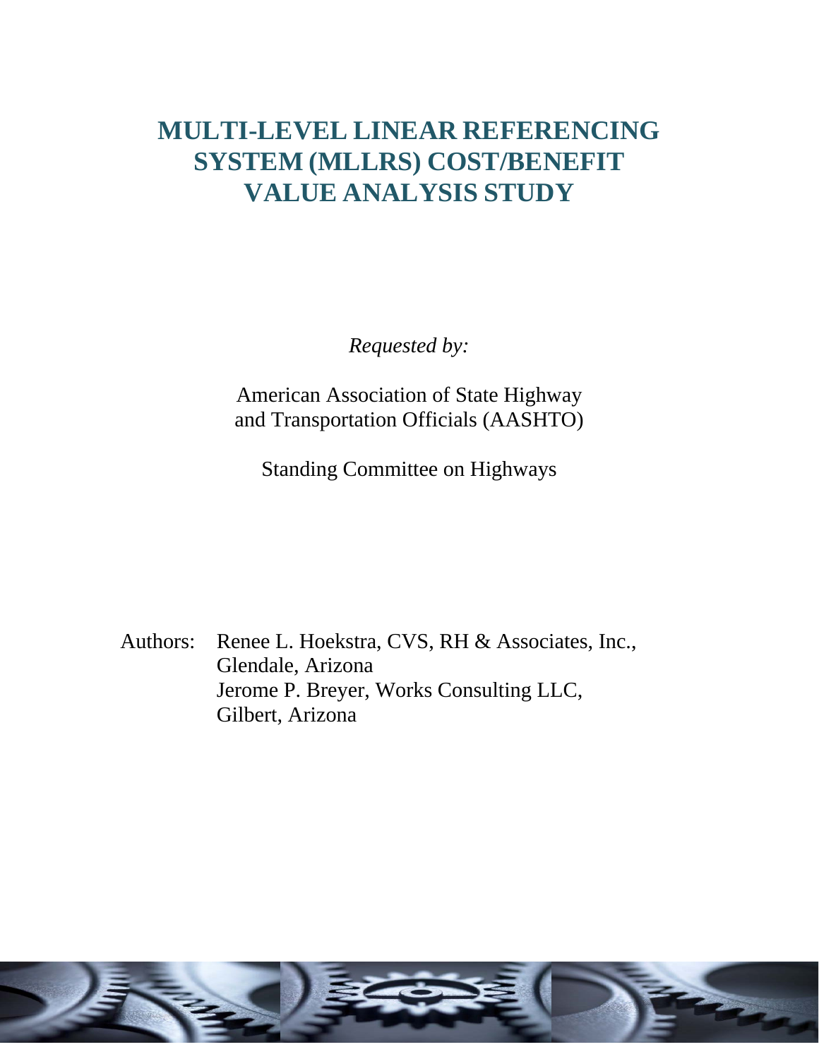# MULTI-LEVEL LINEAR REFERENCING SYSTEM (MLLRS) COST/BENEFIT VALUE ANALYSIS STUDY

*Requested by:*

American Association of State Highway and Transportation Officials (AASHTO)

Standing Committee on Highways

Authors: Renee L. Hoekstra, CVS, RH & Associates, Inc., Glendale, Arizona
Jerome P. Breyer, Works Consulting LLC, Gilbert, Arizona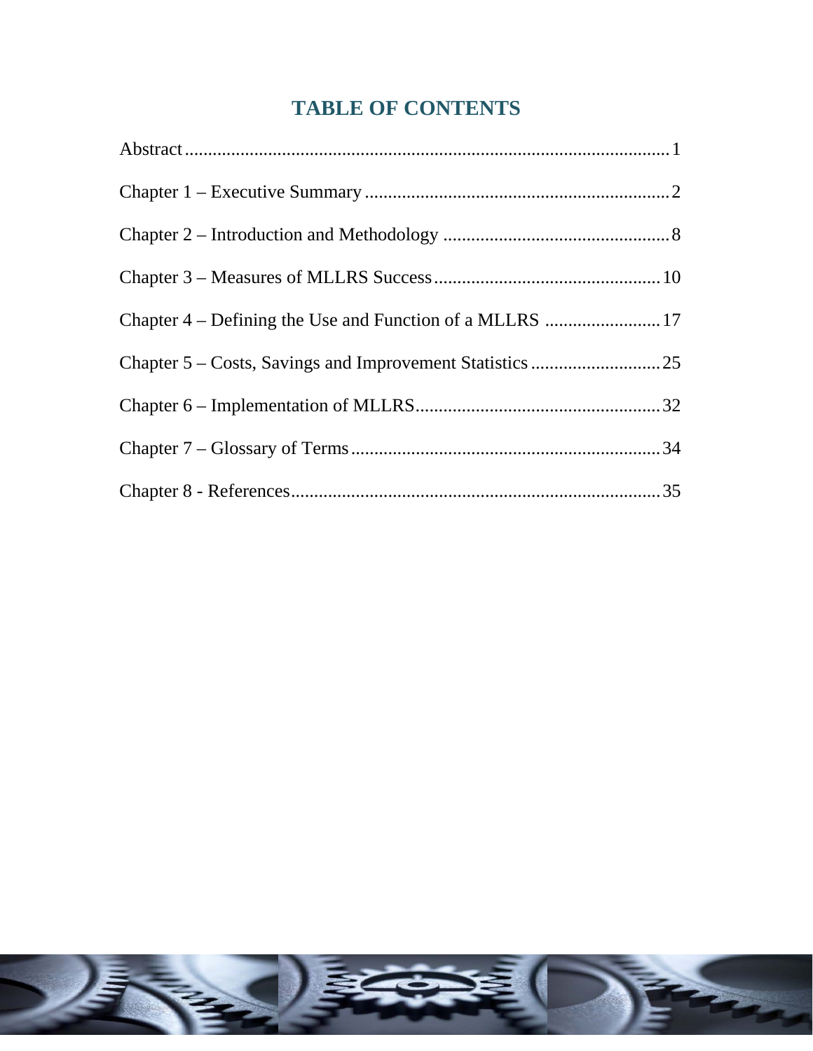# TABLE OF CONTENTS

Abstract ........................................................................................................... 1

Chapter 1 – Executive Summary ................................................................... 2

Chapter 2 – Introduction and Methodology .................................................. 8

Chapter 3 – Measures of MLLRS Success .................................................. 10

Chapter 4 – Defining the Use and Function of a MLLRS .......................... 17

Chapter 5 – Costs, Savings and Improvement Statistics ............................ 25

Chapter 6 – Implementation of MLLRS ...................................................... 32

Chapter 7 – Glossary of Terms .................................................................... 34

Chapter 8 - References ................................................................................. 35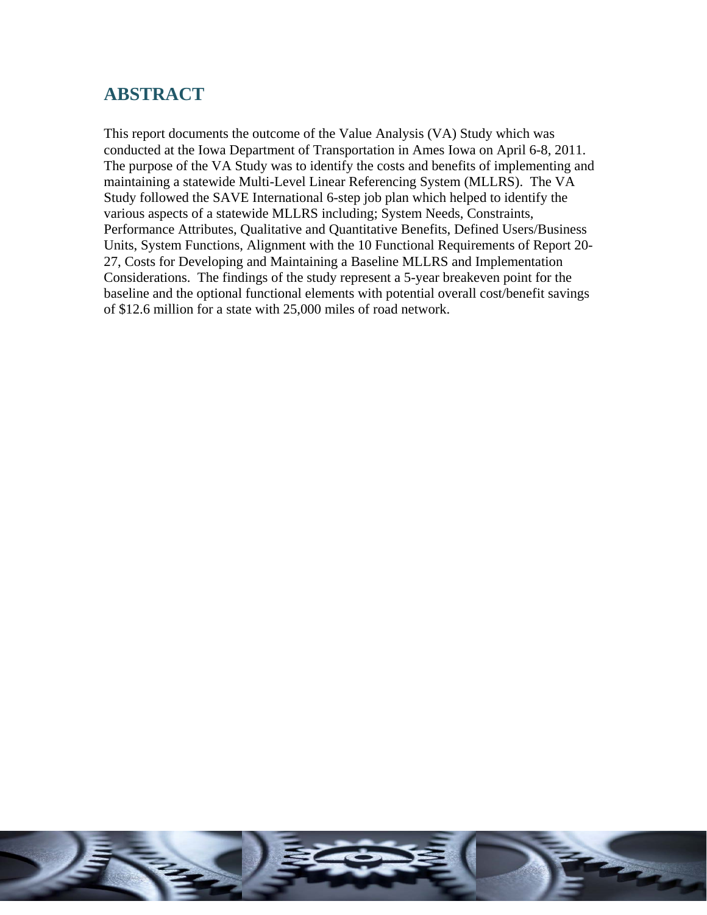# ABSTRACT

This report documents the outcome of the Value Analysis (VA) Study which was conducted at the Iowa Department of Transportation in Ames Iowa on April 6-8, 2011. The purpose of the VA Study was to identify the costs and benefits of implementing and maintaining a statewide Multi-Level Linear Referencing System (MLLRS). The VA Study followed the SAVE International 6-step job plan which helped to identify the various aspects of a statewide MLLRS including; System Needs, Constraints, Performance Attributes, Qualitative and Quantitative Benefits, Defined Users/Business Units, System Functions, Alignment with the 10 Functional Requirements of Report 20-27, Costs for Developing and Maintaining a Baseline MLLRS and Implementation Considerations. The findings of the study represent a 5-year breakeven point for the baseline and the optional functional elements with potential overall cost/benefit savings of $12.6 million for a state with 25,000 miles of road network.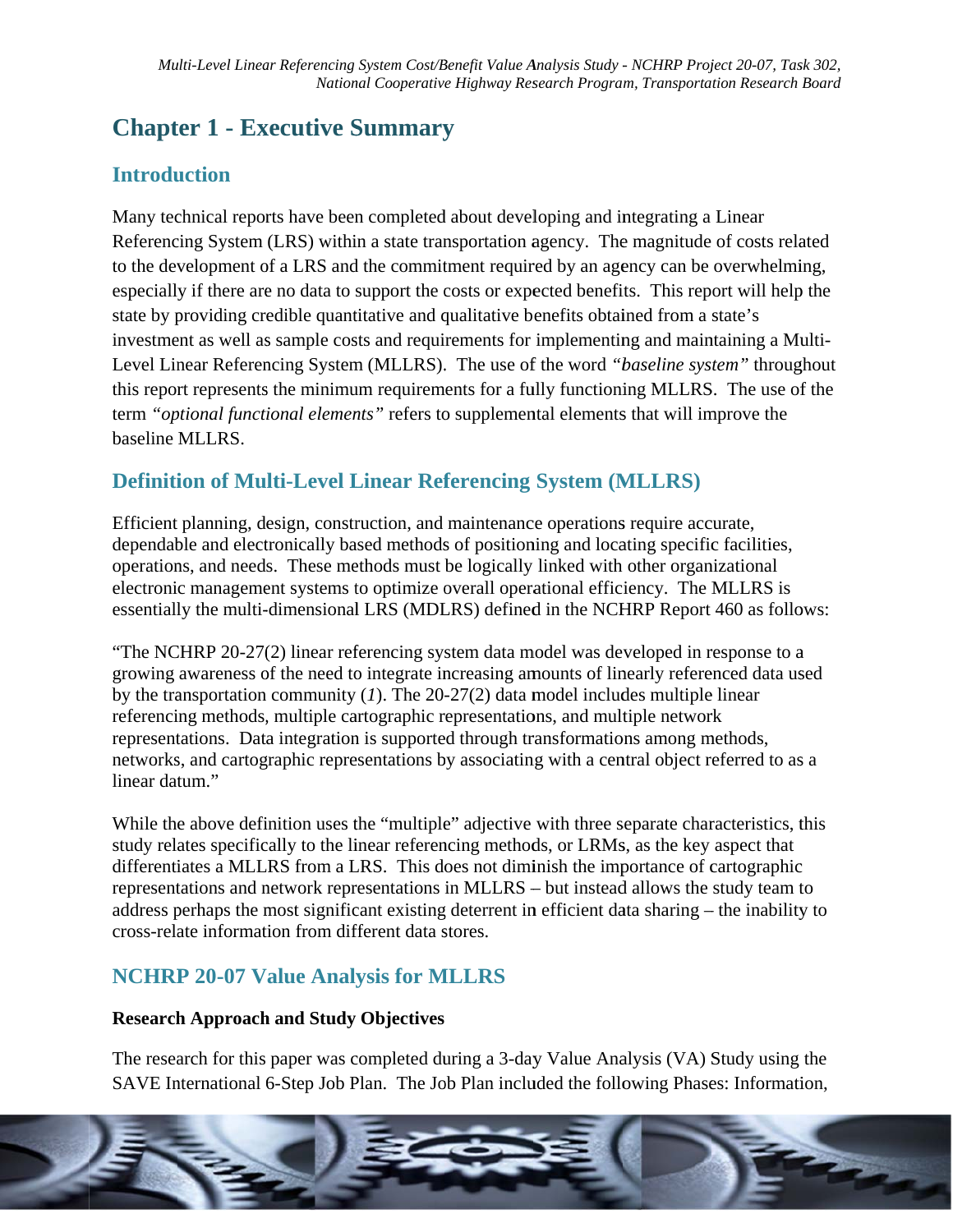# Chapter 1 - Executive Summary

## Introduction

Many technical reports have been completed about developing and integrating a Linear Referencing System (LRS) within a state transportation agency. The magnitude of costs related to the development of a LRS and the commitment required by an agency can be overwhelming, especially if there are no data to support the costs or expected benefits. This report will help the state by providing credible quantitative and qualitative benefits obtained from a state's investment as well as sample costs and requirements for implementing and maintaining a Multi-Level Linear Referencing System (MLLRS). The use of the word *"baseline system"* throughout this report represents the minimum requirements for a fully functioning MLLRS. The use of the term *"optional functional elements"* refers to supplemental elements that will improve the baseline MLLRS.

## Definition of Multi-Level Linear Referencing System (MLLRS)

Efficient planning, design, construction, and maintenance operations require accurate, dependable and electronically based methods of positioning and locating specific facilities, operations, and needs. These methods must be logically linked with other organizational electronic management systems to optimize overall operational efficiency. The MLLRS is essentially the multi-dimensional LRS (MDLRS) defined in the NCHRP Report 460 as follows:

"The NCHRP 20-27(2) linear referencing system data model was developed in response to a growing awareness of the need to integrate increasing amounts of linearly referenced data used by the transportation community (*1*). The 20-27(2) data model includes multiple linear referencing methods, multiple cartographic representations, and multiple network representations. Data integration is supported through transformations among methods, networks, and cartographic representations by associating with a central object referred to as a linear datum."

While the above definition uses the "multiple" adjective with three separate characteristics, this study relates specifically to the linear referencing methods, or LRMs, as the key aspect that differentiates a MLLRS from a LRS. This does not diminish the importance of cartographic representations and network representations in MLLRS – but instead allows the study team to address perhaps the most significant existing deterrent in efficient data sharing – the inability to cross-relate information from different data stores.

## NCHRP 20-07 Value Analysis for MLLRS

### Research Approach and Study Objectives

The research for this paper was completed during a 3-day Value Analysis (VA) Study using the SAVE International 6-Step Job Plan. The Job Plan included the following Phases: Information,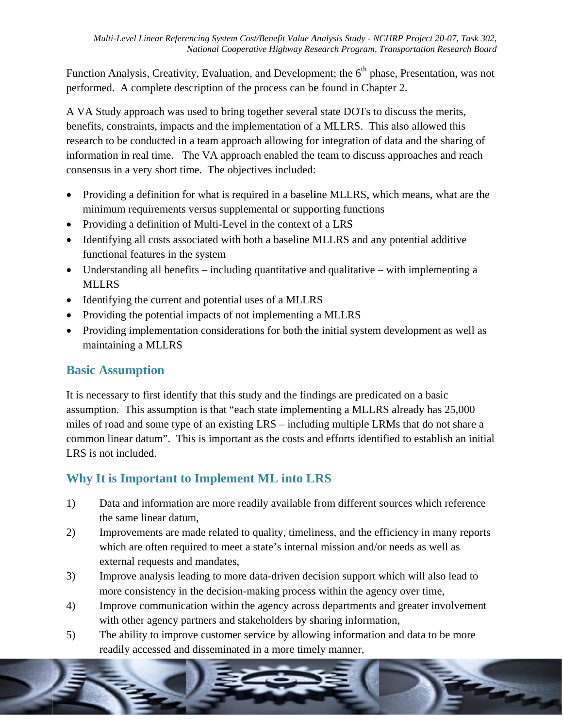Function Analysis, Creativity, Evaluation, and Development; the 6th phase, Presentation, was not performed. A complete description of the process can be found in Chapter 2.

A VA Study approach was used to bring together several state DOTs to discuss the merits, benefits, constraints, impacts and the implementation of a MLLRS. This also allowed this research to be conducted in a team approach allowing for integration of data and the sharing of information in real time. The VA approach enabled the team to discuss approaches and reach consensus in a very short time. The objectives included:

- Providing a definition for what is required in a baseline MLLRS, which means, what are the minimum requirements versus supplemental or supporting functions
- Providing a definition of Multi-Level in the context of a LRS
- Identifying all costs associated with both a baseline MLLRS and any potential additive functional features in the system
- Understanding all benefits – including quantitative and qualitative – with implementing a MLLRS
- Identifying the current and potential uses of a MLLRS
- Providing the potential impacts of not implementing a MLLRS
- Providing implementation considerations for both the initial system development as well as maintaining a MLLRS

## Basic Assumption

It is necessary to first identify that this study and the findings are predicated on a basic assumption. This assumption is that "each state implementing a MLLRS already has 25,000 miles of road and some type of an existing LRS – including multiple LRMs that do not share a common linear datum". This is important as the costs and efforts identified to establish an initial LRS is not included.

## Why It is Important to Implement ML into LRS

1) Data and information are more readily available from different sources which reference the same linear datum,
2) Improvements are made related to quality, timeliness, and the efficiency in many reports which are often required to meet a state's internal mission and/or needs as well as external requests and mandates,
3) Improve analysis leading to more data-driven decision support which will also lead to more consistency in the decision-making process within the agency over time,
4) Improve communication within the agency across departments and greater involvement with other agency partners and stakeholders by sharing information,
5) The ability to improve customer service by allowing information and data to be more readily accessed and disseminated in a more timely manner,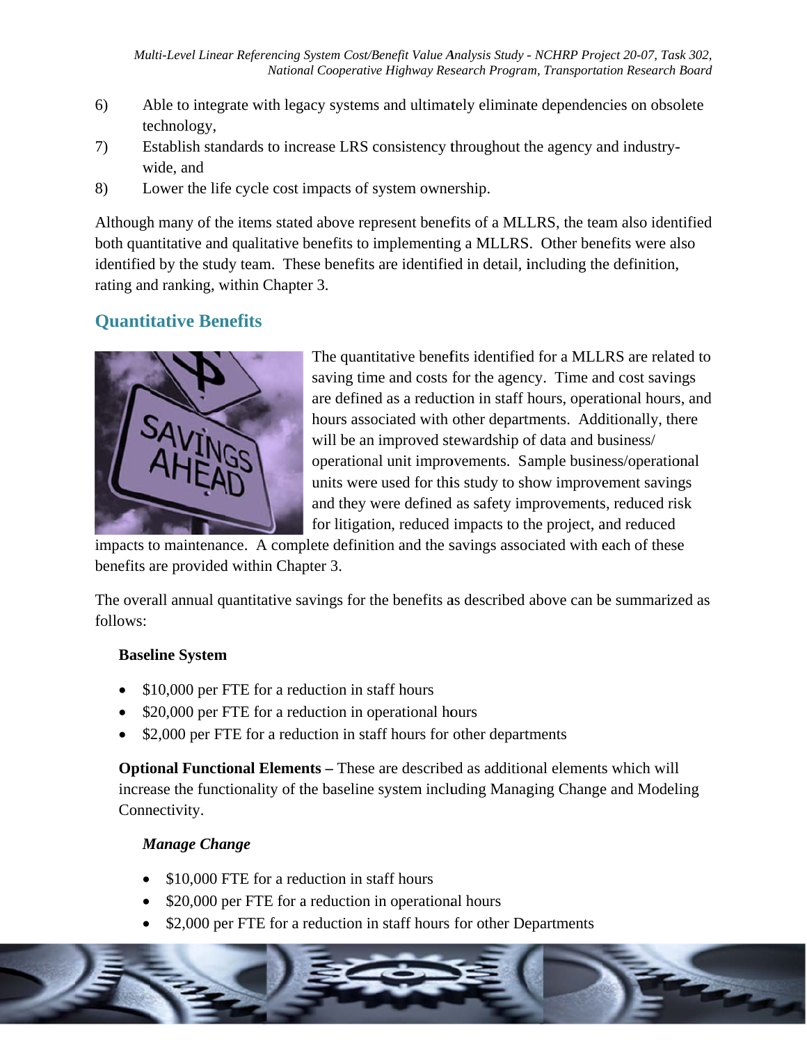6) Able to integrate with legacy systems and ultimately eliminate dependencies on obsolete technology,
7) Establish standards to increase LRS consistency throughout the agency and industry-wide, and
8) Lower the life cycle cost impacts of system ownership.

Although many of the items stated above represent benefits of a MLLRS, the team also identified both quantitative and qualitative benefits to implementing a MLLRS. Other benefits were also identified by the study team. These benefits are identified in detail, including the definition, rating and ranking, within Chapter 3.

## Quantitative Benefits

The quantitative benefits identified for a MLLRS are related to saving time and costs for the agency. Time and cost savings are defined as a reduction in staff hours, operational hours, and hours associated with other departments. Additionally, there will be an improved stewardship of data and business/operational unit improvements. Sample business/operational units were used for this study to show improvement savings and they were defined as safety improvements, reduced risk for litigation, reduced impacts to the project, and reduced impacts to maintenance. A complete definition and the savings associated with each of these benefits are provided within Chapter 3.

The overall annual quantitative savings for the benefits as described above can be summarized as follows:

**Baseline System**

- $10,000 per FTE for a reduction in staff hours
- $20,000 per FTE for a reduction in operational hours
- $2,000 per FTE for a reduction in staff hours for other departments

**Optional Functional Elements –** These are described as additional elements which will increase the functionality of the baseline system including Managing Change and Modeling Connectivity.

***Manage Change***

- $10,000 FTE for a reduction in staff hours
- $20,000 per FTE for a reduction in operational hours
- $2,000 per FTE for a reduction in staff hours for other Departments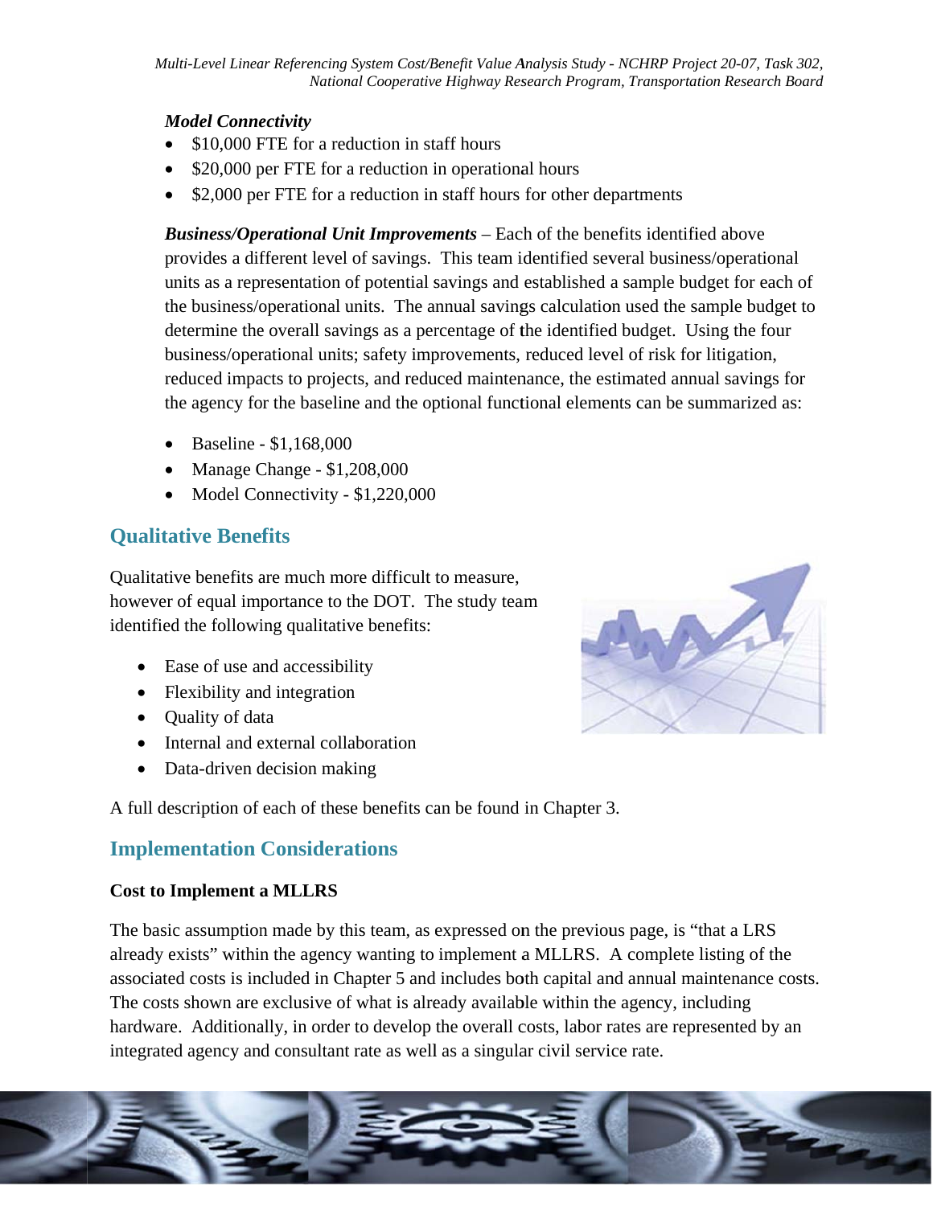***Model Connectivity***

- \$10,000 FTE for a reduction in staff hours
- \$20,000 per FTE for a reduction in operational hours
- \$2,000 per FTE for a reduction in staff hours for other departments

***Business/Operational Unit Improvements*** – Each of the benefits identified above provides a different level of savings. This team identified several business/operational units as a representation of potential savings and established a sample budget for each of the business/operational units. The annual savings calculation used the sample budget to determine the overall savings as a percentage of the identified budget. Using the four business/operational units; safety improvements, reduced level of risk for litigation, reduced impacts to projects, and reduced maintenance, the estimated annual savings for the agency for the baseline and the optional functional elements can be summarized as:

- Baseline - \$1,168,000
- Manage Change - \$1,208,000
- Model Connectivity - \$1,220,000

## Qualitative Benefits

Qualitative benefits are much more difficult to measure, however of equal importance to the DOT. The study team identified the following qualitative benefits:

- Ease of use and accessibility
- Flexibility and integration
- Quality of data
- Internal and external collaboration
- Data-driven decision making

A full description of each of these benefits can be found in Chapter 3.

## Implementation Considerations

**Cost to Implement a MLLRS**

The basic assumption made by this team, as expressed on the previous page, is "that a LRS already exists" within the agency wanting to implement a MLLRS. A complete listing of the associated costs is included in Chapter 5 and includes both capital and annual maintenance costs. The costs shown are exclusive of what is already available within the agency, including hardware. Additionally, in order to develop the overall costs, labor rates are represented by an integrated agency and consultant rate as well as a singular civil service rate.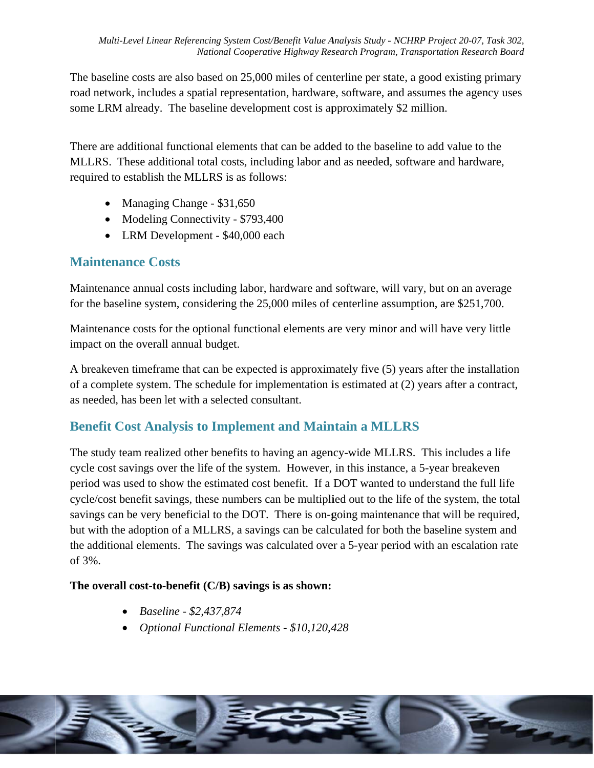The baseline costs are also based on 25,000 miles of centerline per state, a good existing primary road network, includes a spatial representation, hardware, software, and assumes the agency uses some LRM already. The baseline development cost is approximately $2 million.

There are additional functional elements that can be added to the baseline to add value to the MLLRS. These additional total costs, including labor and as needed, software and hardware, required to establish the MLLRS is as follows:

- Managing Change - $31,650
- Modeling Connectivity - $793,400
- LRM Development - $40,000 each

## Maintenance Costs

Maintenance annual costs including labor, hardware and software, will vary, but on an average for the baseline system, considering the 25,000 miles of centerline assumption, are $251,700.

Maintenance costs for the optional functional elements are very minor and will have very little impact on the overall annual budget.

A breakeven timeframe that can be expected is approximately five (5) years after the installation of a complete system. The schedule for implementation is estimated at (2) years after a contract, as needed, has been let with a selected consultant.

## Benefit Cost Analysis to Implement and Maintain a MLLRS

The study team realized other benefits to having an agency-wide MLLRS. This includes a life cycle cost savings over the life of the system. However, in this instance, a 5-year breakeven period was used to show the estimated cost benefit. If a DOT wanted to understand the full life cycle/cost benefit savings, these numbers can be multiplied out to the life of the system, the total savings can be very beneficial to the DOT. There is on-going maintenance that will be required, but with the adoption of a MLLRS, a savings can be calculated for both the baseline system and the additional elements. The savings was calculated over a 5-year period with an escalation rate of 3%.

**The overall cost-to-benefit (C/B) savings is as shown:**

- *Baseline - $2,437,874*
- *Optional Functional Elements - $10,120,428*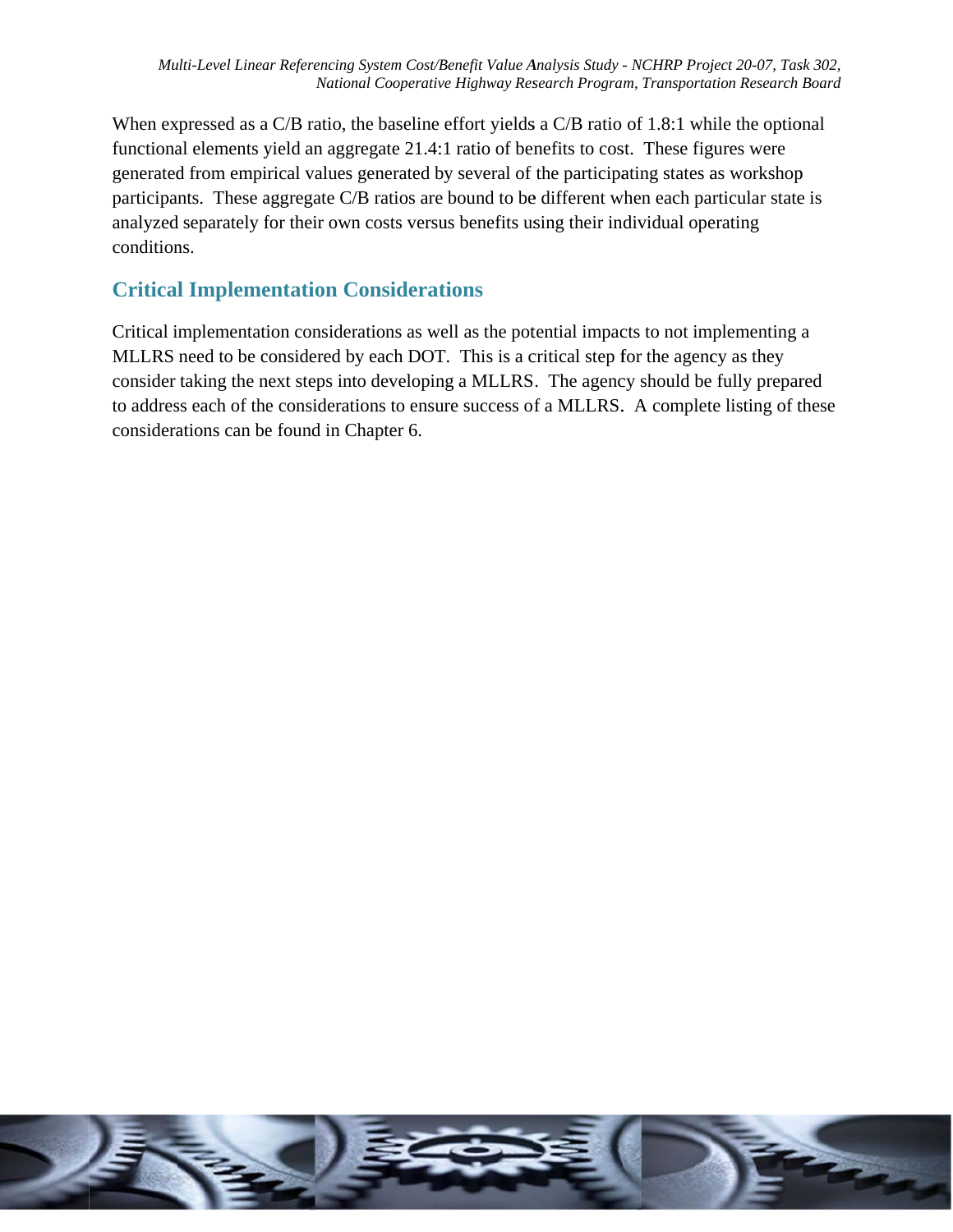When expressed as a C/B ratio, the baseline effort yields a C/B ratio of 1.8:1 while the optional functional elements yield an aggregate 21.4:1 ratio of benefits to cost. These figures were generated from empirical values generated by several of the participating states as workshop participants. These aggregate C/B ratios are bound to be different when each particular state is analyzed separately for their own costs versus benefits using their individual operating conditions.

## Critical Implementation Considerations

Critical implementation considerations as well as the potential impacts to not implementing a MLLRS need to be considered by each DOT. This is a critical step for the agency as they consider taking the next steps into developing a MLLRS. The agency should be fully prepared to address each of the considerations to ensure success of a MLLRS. A complete listing of these considerations can be found in Chapter 6.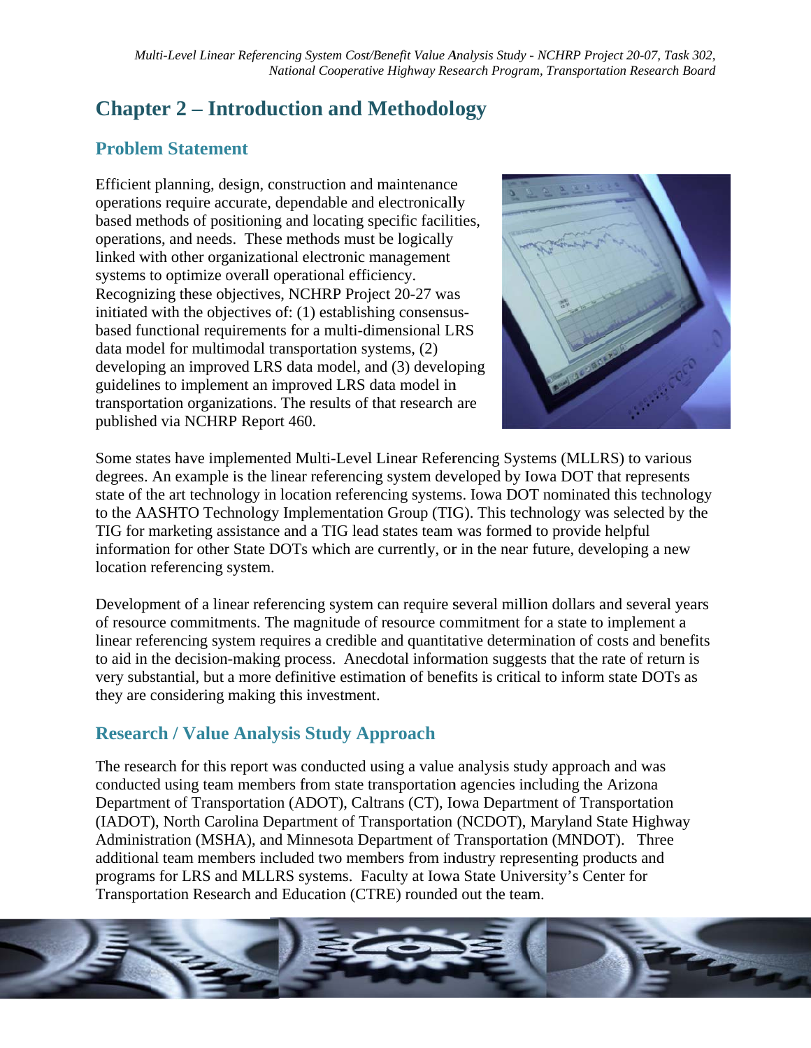# Chapter 2 – Introduction and Methodology

## Problem Statement

Efficient planning, design, construction and maintenance operations require accurate, dependable and electronically based methods of positioning and locating specific facilities, operations, and needs. These methods must be logically linked with other organizational electronic management systems to optimize overall operational efficiency. Recognizing these objectives, NCHRP Project 20-27 was initiated with the objectives of: (1) establishing consensus-based functional requirements for a multi-dimensional LRS data model for multimodal transportation systems, (2) developing an improved LRS data model, and (3) developing guidelines to implement an improved LRS data model in transportation organizations. The results of that research are published via NCHRP Report 460.

Some states have implemented Multi-Level Linear Referencing Systems (MLLRS) to various degrees. An example is the linear referencing system developed by Iowa DOT that represents state of the art technology in location referencing systems. Iowa DOT nominated this technology to the AASHTO Technology Implementation Group (TIG). This technology was selected by the TIG for marketing assistance and a TIG lead states team was formed to provide helpful information for other State DOTs which are currently, or in the near future, developing a new location referencing system.

Development of a linear referencing system can require several million dollars and several years of resource commitments. The magnitude of resource commitment for a state to implement a linear referencing system requires a credible and quantitative determination of costs and benefits to aid in the decision-making process. Anecdotal information suggests that the rate of return is very substantial, but a more definitive estimation of benefits is critical to inform state DOTs as they are considering making this investment.

## Research / Value Analysis Study Approach

The research for this report was conducted using a value analysis study approach and was conducted using team members from state transportation agencies including the Arizona Department of Transportation (ADOT), Caltrans (CT), Iowa Department of Transportation (IADOT), North Carolina Department of Transportation (NCDOT), Maryland State Highway Administration (MSHA), and Minnesota Department of Transportation (MNDOT). Three additional team members included two members from industry representing products and programs for LRS and MLLRS systems. Faculty at Iowa State University's Center for Transportation Research and Education (CTRE) rounded out the team.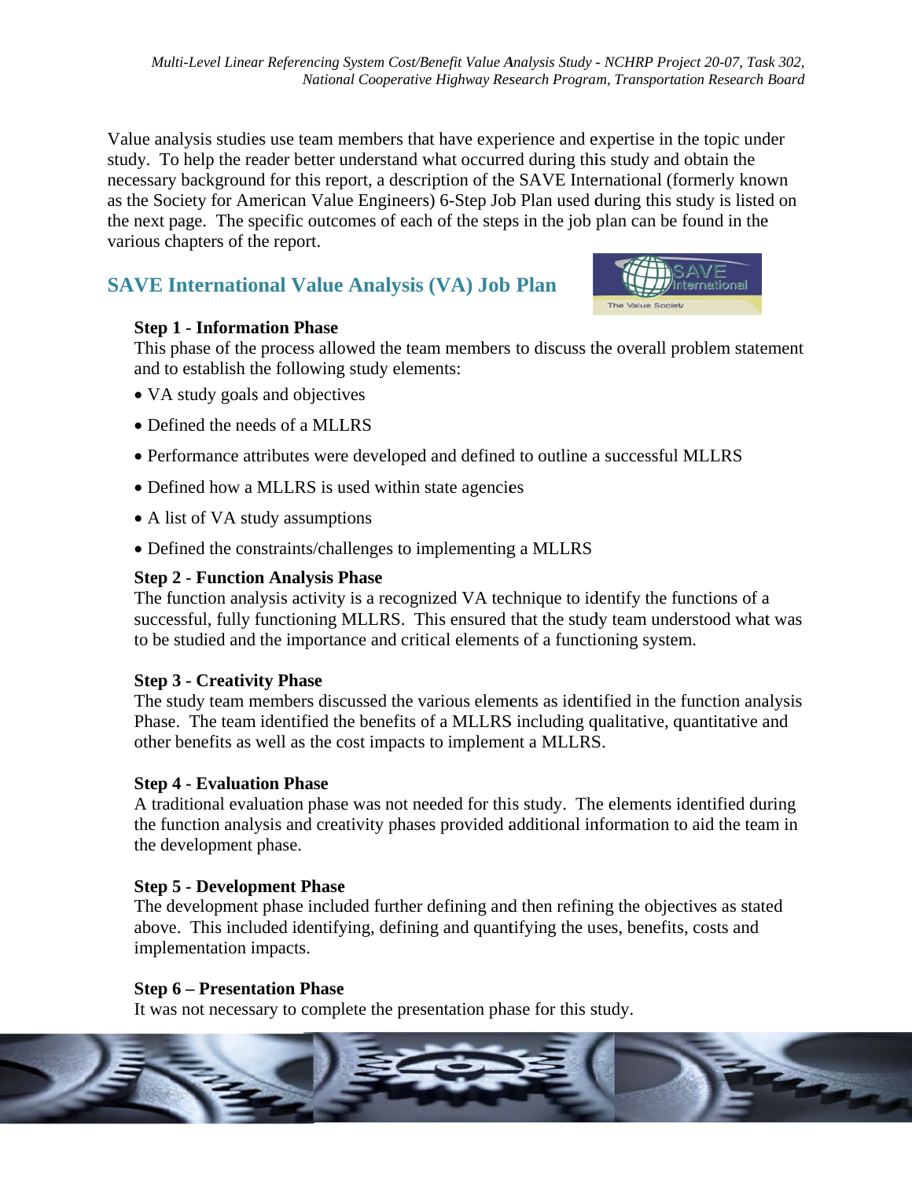Value analysis studies use team members that have experience and expertise in the topic under study. To help the reader better understand what occurred during this study and obtain the necessary background for this report, a description of the SAVE International (formerly known as the Society for American Value Engineers) 6-Step Job Plan used during this study is listed on the next page. The specific outcomes of each of the steps in the job plan can be found in the various chapters of the report.

## SAVE International Value Analysis (VA) Job Plan

**Step 1 - Information Phase**
This phase of the process allowed the team members to discuss the overall problem statement and to establish the following study elements:

- VA study goals and objectives
- Defined the needs of a MLLRS
- Performance attributes were developed and defined to outline a successful MLLRS
- Defined how a MLLRS is used within state agencies
- A list of VA study assumptions
- Defined the constraints/challenges to implementing a MLLRS

**Step 2 - Function Analysis Phase**
The function analysis activity is a recognized VA technique to identify the functions of a successful, fully functioning MLLRS. This ensured that the study team understood what was to be studied and the importance and critical elements of a functioning system.

**Step 3 - Creativity Phase**
The study team members discussed the various elements as identified in the function analysis Phase. The team identified the benefits of a MLLRS including qualitative, quantitative and other benefits as well as the cost impacts to implement a MLLRS.

**Step 4 - Evaluation Phase**
A traditional evaluation phase was not needed for this study. The elements identified during the function analysis and creativity phases provided additional information to aid the team in the development phase.

**Step 5 - Development Phase**
The development phase included further defining and then refining the objectives as stated above. This included identifying, defining and quantifying the uses, benefits, costs and implementation impacts.

**Step 6 – Presentation Phase**
It was not necessary to complete the presentation phase for this study.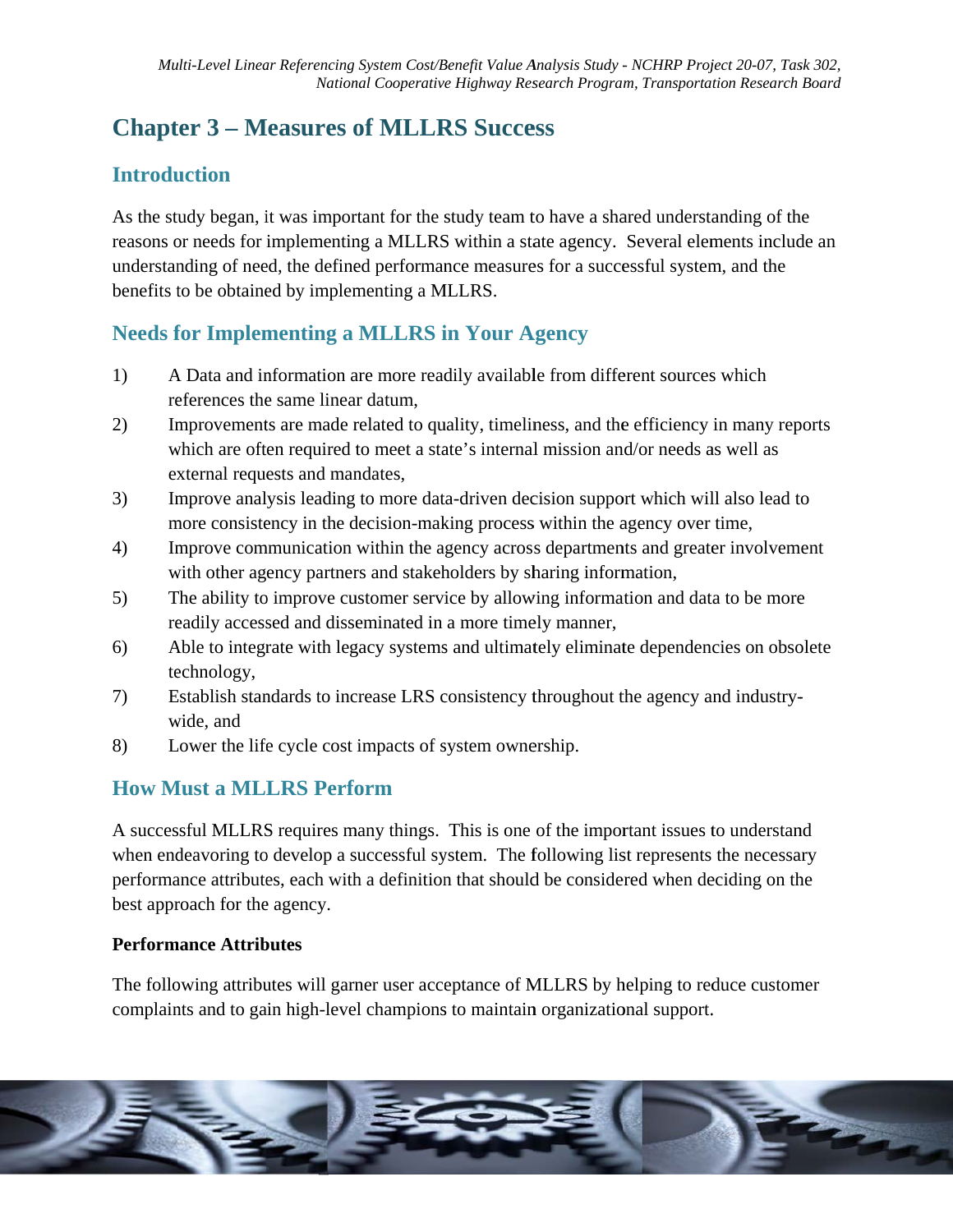# Chapter 3 – Measures of MLLRS Success

## Introduction

As the study began, it was important for the study team to have a shared understanding of the reasons or needs for implementing a MLLRS within a state agency. Several elements include an understanding of need, the defined performance measures for a successful system, and the benefits to be obtained by implementing a MLLRS.

## Needs for Implementing a MLLRS in Your Agency

1) A Data and information are more readily available from different sources which references the same linear datum,
2) Improvements are made related to quality, timeliness, and the efficiency in many reports which are often required to meet a state's internal mission and/or needs as well as external requests and mandates,
3) Improve analysis leading to more data-driven decision support which will also lead to more consistency in the decision-making process within the agency over time,
4) Improve communication within the agency across departments and greater involvement with other agency partners and stakeholders by sharing information,
5) The ability to improve customer service by allowing information and data to be more readily accessed and disseminated in a more timely manner,
6) Able to integrate with legacy systems and ultimately eliminate dependencies on obsolete technology,
7) Establish standards to increase LRS consistency throughout the agency and industry-wide, and
8) Lower the life cycle cost impacts of system ownership.

## How Must a MLLRS Perform

A successful MLLRS requires many things. This is one of the important issues to understand when endeavoring to develop a successful system. The following list represents the necessary performance attributes, each with a definition that should be considered when deciding on the best approach for the agency.

**Performance Attributes**

The following attributes will garner user acceptance of MLLRS by helping to reduce customer complaints and to gain high-level champions to maintain organizational support.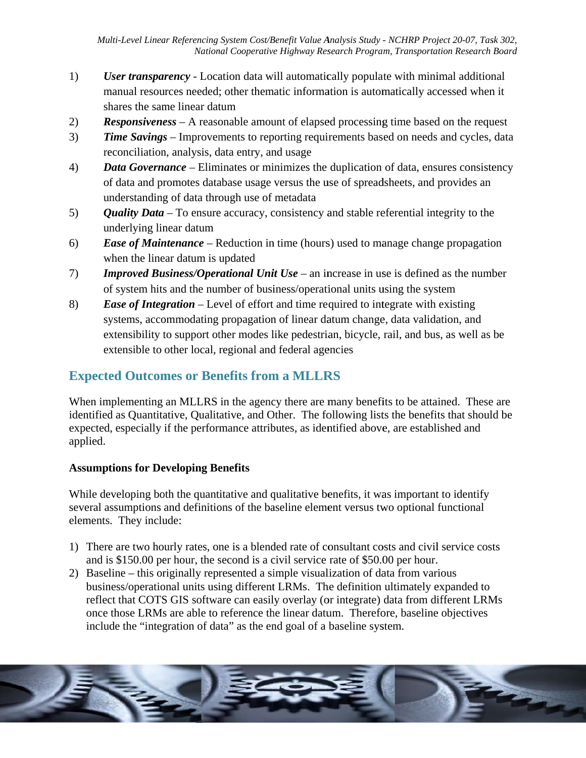1) ***User transparency*** - Location data will automatically populate with minimal additional manual resources needed; other thematic information is automatically accessed when it shares the same linear datum
2) ***Responsiveness*** – A reasonable amount of elapsed processing time based on the request
3) ***Time Savings*** – Improvements to reporting requirements based on needs and cycles, data reconciliation, analysis, data entry, and usage
4) ***Data Governance*** – Eliminates or minimizes the duplication of data, ensures consistency of data and promotes database usage versus the use of spreadsheets, and provides an understanding of data through use of metadata
5) ***Quality Data*** – To ensure accuracy, consistency and stable referential integrity to the underlying linear datum
6) ***Ease of Maintenance*** – Reduction in time (hours) used to manage change propagation when the linear datum is updated
7) ***Improved Business/Operational Unit Use*** – an increase in use is defined as the number of system hits and the number of business/operational units using the system
8) ***Ease of Integration*** – Level of effort and time required to integrate with existing systems, accommodating propagation of linear datum change, data validation, and extensibility to support other modes like pedestrian, bicycle, rail, and bus, as well as be extensible to other local, regional and federal agencies

## Expected Outcomes or Benefits from a MLLRS

When implementing an MLLRS in the agency there are many benefits to be attained. These are identified as Quantitative, Qualitative, and Other. The following lists the benefits that should be expected, especially if the performance attributes, as identified above, are established and applied.

**Assumptions for Developing Benefits**

While developing both the quantitative and qualitative benefits, it was important to identify several assumptions and definitions of the baseline element versus two optional functional elements. They include:

1) There are two hourly rates, one is a blended rate of consultant costs and civil service costs and is $150.00 per hour, the second is a civil service rate of $50.00 per hour.
2) Baseline – this originally represented a simple visualization of data from various business/operational units using different LRMs. The definition ultimately expanded to reflect that COTS GIS software can easily overlay (or integrate) data from different LRMs once those LRMs are able to reference the linear datum. Therefore, baseline objectives include the "integration of data" as the end goal of a baseline system.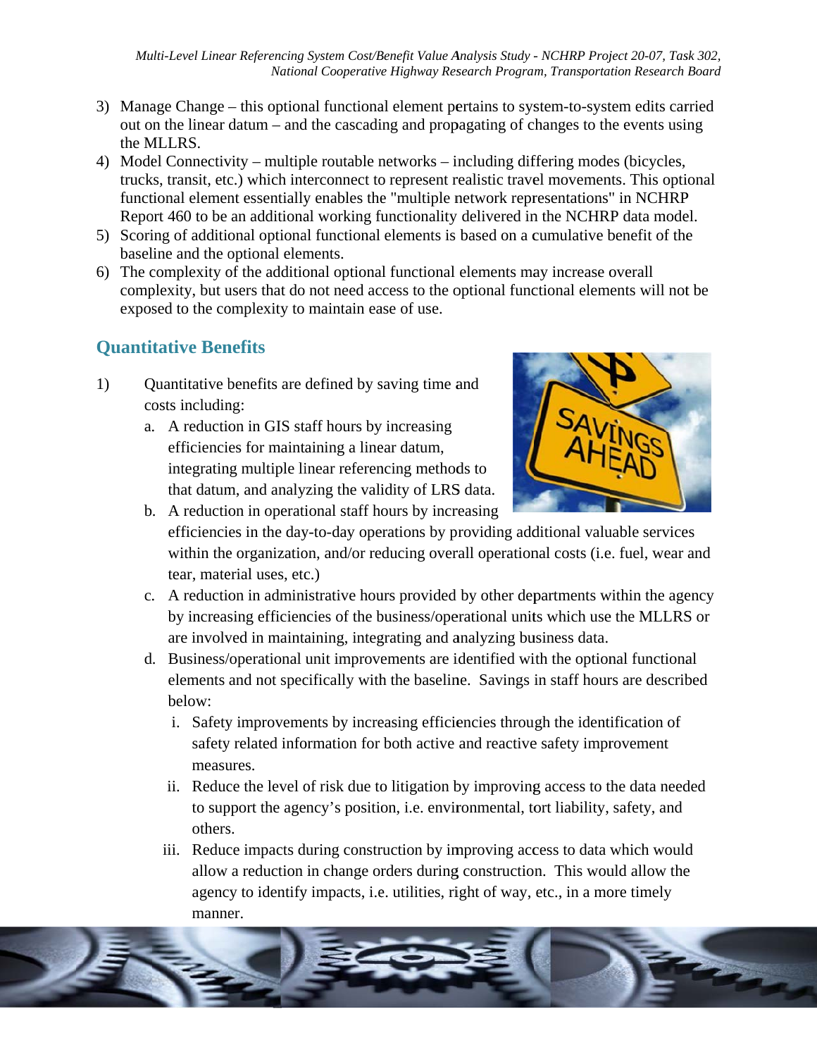3) Manage Change – this optional functional element pertains to system-to-system edits carried out on the linear datum – and the cascading and propagating of changes to the events using the MLLRS.
4) Model Connectivity – multiple routable networks – including differing modes (bicycles, trucks, transit, etc.) which interconnect to represent realistic travel movements. This optional functional element essentially enables the "multiple network representations" in NCHRP Report 460 to be an additional working functionality delivered in the NCHRP data model.
5) Scoring of additional optional functional elements is based on a cumulative benefit of the baseline and the optional elements.
6) The complexity of the additional optional functional elements may increase overall complexity, but users that do not need access to the optional functional elements will not be exposed to the complexity to maintain ease of use.

## Quantitative Benefits

1) Quantitative benefits are defined by saving time and costs including:
   a. A reduction in GIS staff hours by increasing efficiencies for maintaining a linear datum, integrating multiple linear referencing methods to that datum, and analyzing the validity of LRS data.
   b. A reduction in operational staff hours by increasing efficiencies in the day-to-day operations by providing additional valuable services within the organization, and/or reducing overall operational costs (i.e. fuel, wear and tear, material uses, etc.)
   c. A reduction in administrative hours provided by other departments within the agency by increasing efficiencies of the business/operational units which use the MLLRS or are involved in maintaining, integrating and analyzing business data.
   d. Business/operational unit improvements are identified with the optional functional elements and not specifically with the baseline. Savings in staff hours are described below:
      i. Safety improvements by increasing efficiencies through the identification of safety related information for both active and reactive safety improvement measures.
      ii. Reduce the level of risk due to litigation by improving access to the data needed to support the agency's position, i.e. environmental, tort liability, safety, and others.
      iii. Reduce impacts during construction by improving access to data which would allow a reduction in change orders during construction. This would allow the agency to identify impacts, i.e. utilities, right of way, etc., in a more timely manner.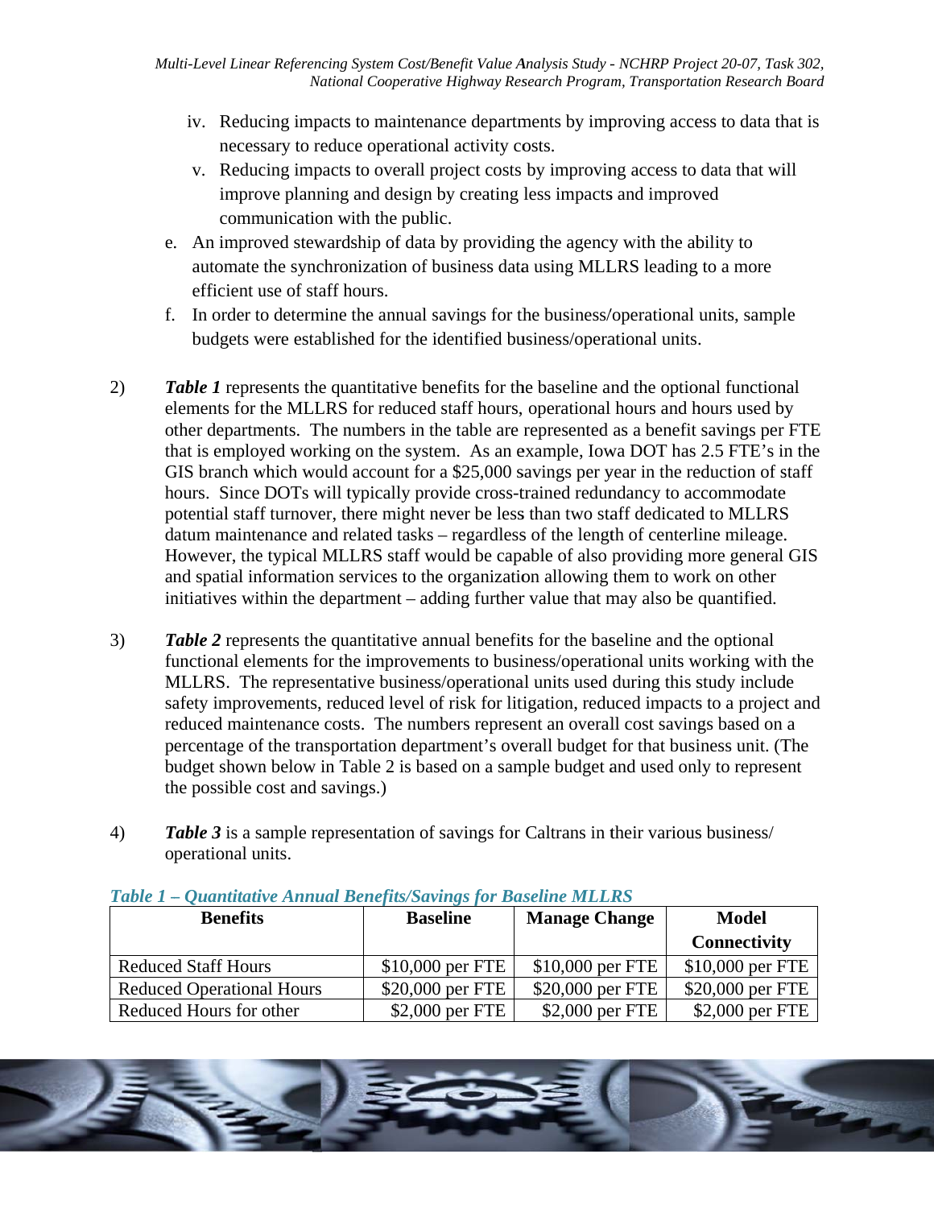iv. Reducing impacts to maintenance departments by improving access to data that is necessary to reduce operational activity costs.

   v. Reducing impacts to overall project costs by improving access to data that will improve planning and design by creating less impacts and improved communication with the public.

e. An improved stewardship of data by providing the agency with the ability to automate the synchronization of business data using MLLRS leading to a more efficient use of staff hours.

f. In order to determine the annual savings for the business/operational units, sample budgets were established for the identified business/operational units.

2) ***Table 1*** represents the quantitative benefits for the baseline and the optional functional elements for the MLLRS for reduced staff hours, operational hours and hours used by other departments. The numbers in the table are represented as a benefit savings per FTE that is employed working on the system. As an example, Iowa DOT has 2.5 FTE's in the GIS branch which would account for a $25,000 savings per year in the reduction of staff hours. Since DOTs will typically provide cross-trained redundancy to accommodate potential staff turnover, there might never be less than two staff dedicated to MLLRS datum maintenance and related tasks – regardless of the length of centerline mileage. However, the typical MLLRS staff would be capable of also providing more general GIS and spatial information services to the organization allowing them to work on other initiatives within the department – adding further value that may also be quantified.

3) ***Table 2*** represents the quantitative annual benefits for the baseline and the optional functional elements for the improvements to business/operational units working with the MLLRS. The representative business/operational units used during this study include safety improvements, reduced level of risk for litigation, reduced impacts to a project and reduced maintenance costs. The numbers represent an overall cost savings based on a percentage of the transportation department's overall budget for that business unit. (The budget shown below in Table 2 is based on a sample budget and used only to represent the possible cost and savings.)

4) ***Table 3*** is a sample representation of savings for Caltrans in their various business/ operational units.

***Table 1 – Quantitative Annual Benefits/Savings for Baseline MLLRS***

| Benefits | Baseline | Manage Change | Model Connectivity |
|---|---|---|---|
| Reduced Staff Hours | $10,000 per FTE | $10,000 per FTE | $10,000 per FTE |
| Reduced Operational Hours | $20,000 per FTE | $20,000 per FTE | $20,000 per FTE |
| Reduced Hours for other | $2,000 per FTE | $2,000 per FTE | $2,000 per FTE |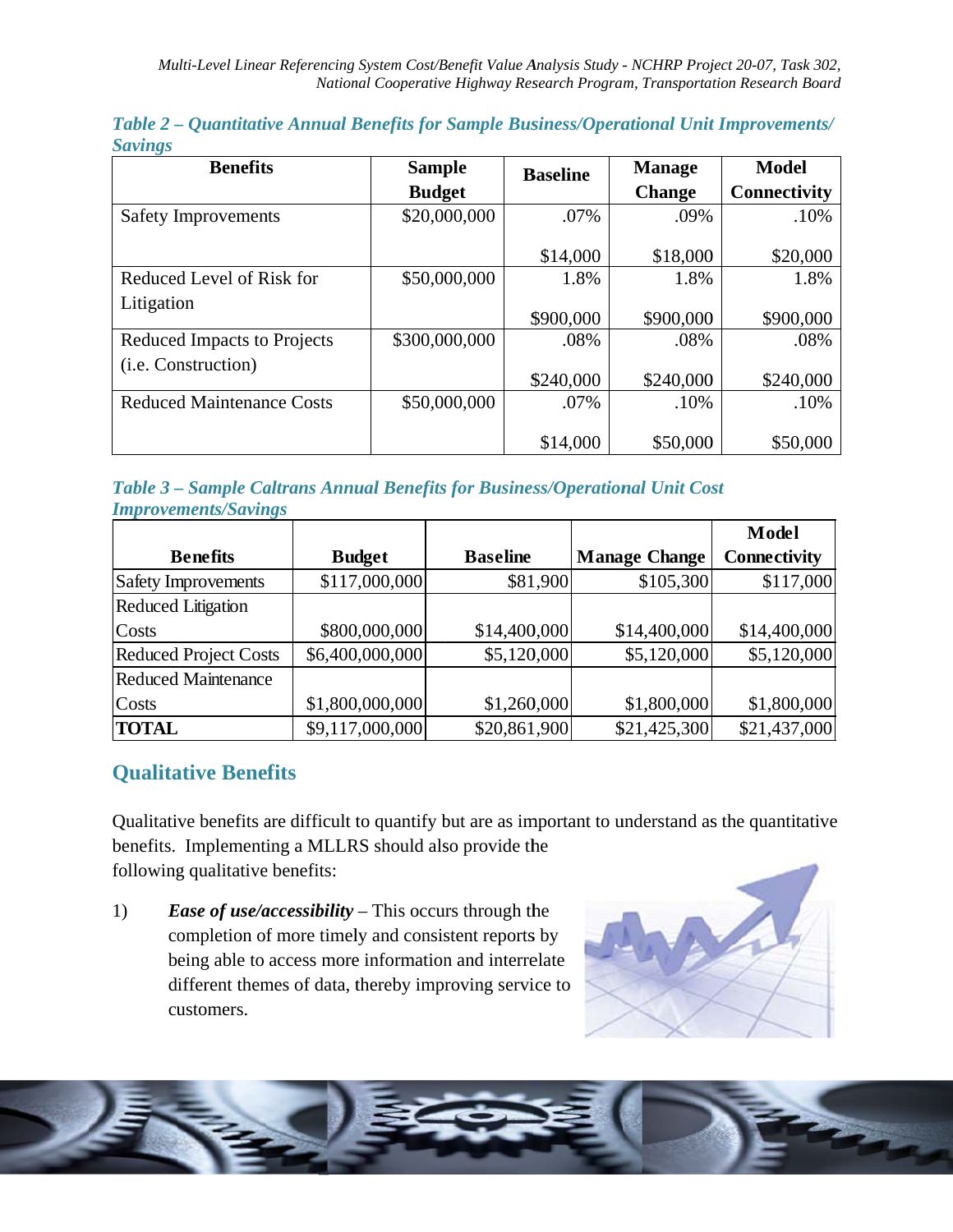*Table 2 – Quantitative Annual Benefits for Sample Business/Operational Unit Improvements/ Savings*

| Benefits | Sample Budget | Baseline | Manage Change | Model Connectivity |
|---|---|---|---|---|
| Safety Improvements | \$20,000,000 | .07%<br>\$14,000 | .09%<br>\$18,000 | .10%<br>\$20,000 |
| Reduced Level of Risk for Litigation | \$50,000,000 | 1.8%<br>\$900,000 | 1.8%<br>\$900,000 | 1.8%<br>\$900,000 |
| Reduced Impacts to Projects (i.e. Construction) | \$300,000,000 | .08%<br>\$240,000 | .08%<br>\$240,000 | .08%<br>\$240,000 |
| Reduced Maintenance Costs | \$50,000,000 | .07%<br>\$14,000 | .10%<br>\$50,000 | .10%<br>\$50,000 |

*Table 3 – Sample Caltrans Annual Benefits for Business/Operational Unit Cost Improvements/Savings*

| Benefits | Budget | Baseline | Manage Change | Model Connectivity |
|---|---|---|---|---|
| Safety Improvements | \$117,000,000 | \$81,900 | \$105,300 | \$117,000 |
| Reduced Litigation Costs | \$800,000,000 | \$14,400,000 | \$14,400,000 | \$14,400,000 |
| Reduced Project Costs | \$6,400,000,000 | \$5,120,000 | \$5,120,000 | \$5,120,000 |
| Reduced Maintenance Costs | \$1,800,000,000 | \$1,260,000 | \$1,800,000 | \$1,800,000 |
| **TOTAL** | \$9,117,000,000 | \$20,861,900 | \$21,425,300 | \$21,437,000 |

## Qualitative Benefits

Qualitative benefits are difficult to quantify but are as important to understand as the quantitative benefits. Implementing a MLLRS should also provide the following qualitative benefits:

1) ***Ease of use/accessibility*** – This occurs through the completion of more timely and consistent reports by being able to access more information and interrelate different themes of data, thereby improving service to customers.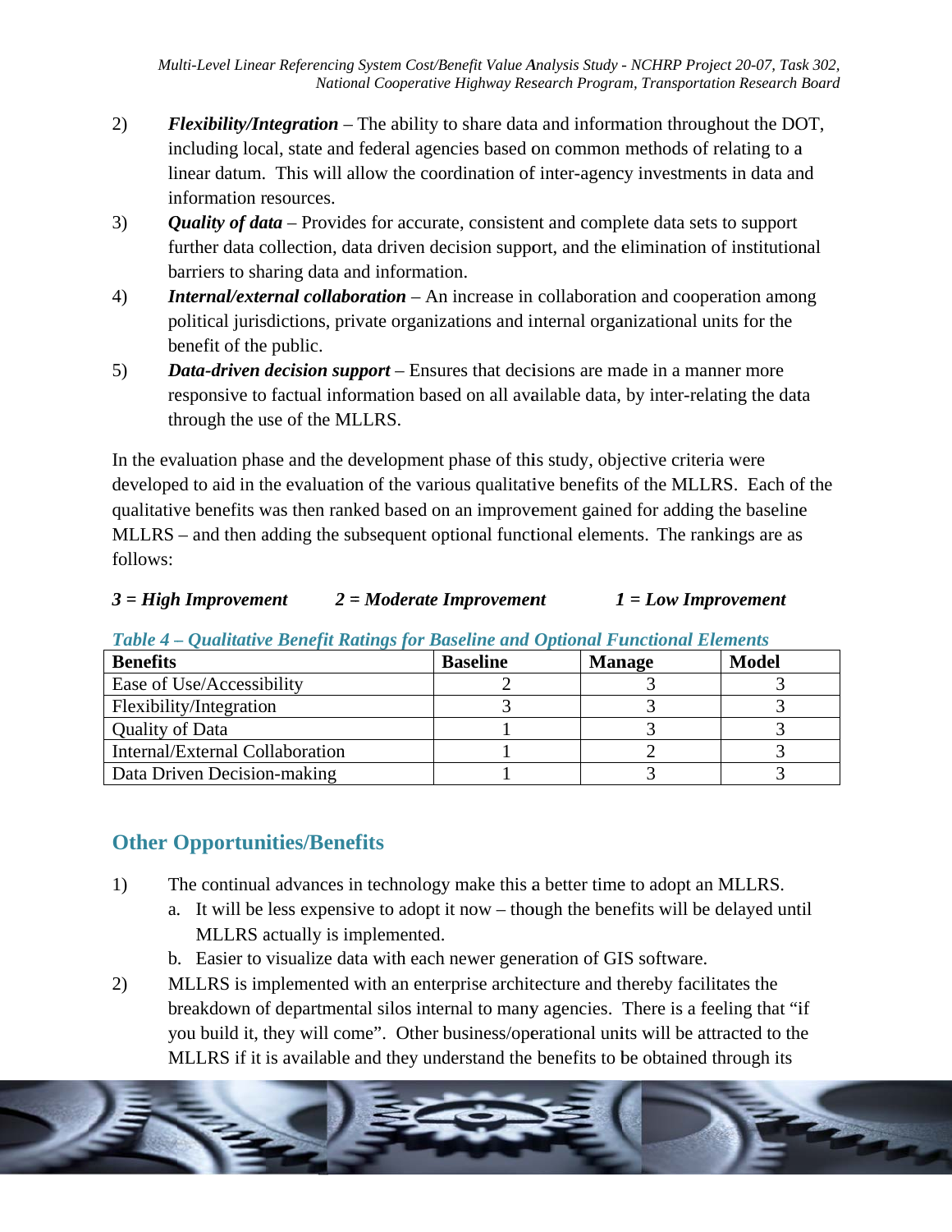2) ***Flexibility/Integration*** – The ability to share data and information throughout the DOT, including local, state and federal agencies based on common methods of relating to a linear datum. This will allow the coordination of inter-agency investments in data and information resources.

3) ***Quality of data*** – Provides for accurate, consistent and complete data sets to support further data collection, data driven decision support, and the elimination of institutional barriers to sharing data and information.

4) ***Internal/external collaboration*** – An increase in collaboration and cooperation among political jurisdictions, private organizations and internal organizational units for the benefit of the public.

5) ***Data-driven decision support*** – Ensures that decisions are made in a manner more responsive to factual information based on all available data, by inter-relating the data through the use of the MLLRS.

In the evaluation phase and the development phase of this study, objective criteria were developed to aid in the evaluation of the various qualitative benefits of the MLLRS. Each of the qualitative benefits was then ranked based on an improvement gained for adding the baseline MLLRS – and then adding the subsequent optional functional elements. The rankings are as follows:

***3 = High Improvement*** ***2 = Moderate Improvement*** ***1 = Low Improvement***

***Table 4 – Qualitative Benefit Ratings for Baseline and Optional Functional Elements***

| Benefits | Baseline | Manage | Model |
|---|---|---|---|
| Ease of Use/Accessibility | 2 | 3 | 3 |
| Flexibility/Integration | 3 | 3 | 3 |
| Quality of Data | 1 | 3 | 3 |
| Internal/External Collaboration | 1 | 2 | 3 |
| Data Driven Decision-making | 1 | 3 | 3 |

## Other Opportunities/Benefits

1) The continual advances in technology make this a better time to adopt an MLLRS.
   a. It will be less expensive to adopt it now – though the benefits will be delayed until MLLRS actually is implemented.
   b. Easier to visualize data with each newer generation of GIS software.

2) MLLRS is implemented with an enterprise architecture and thereby facilitates the breakdown of departmental silos internal to many agencies. There is a feeling that "if you build it, they will come". Other business/operational units will be attracted to the MLLRS if it is available and they understand the benefits to be obtained through its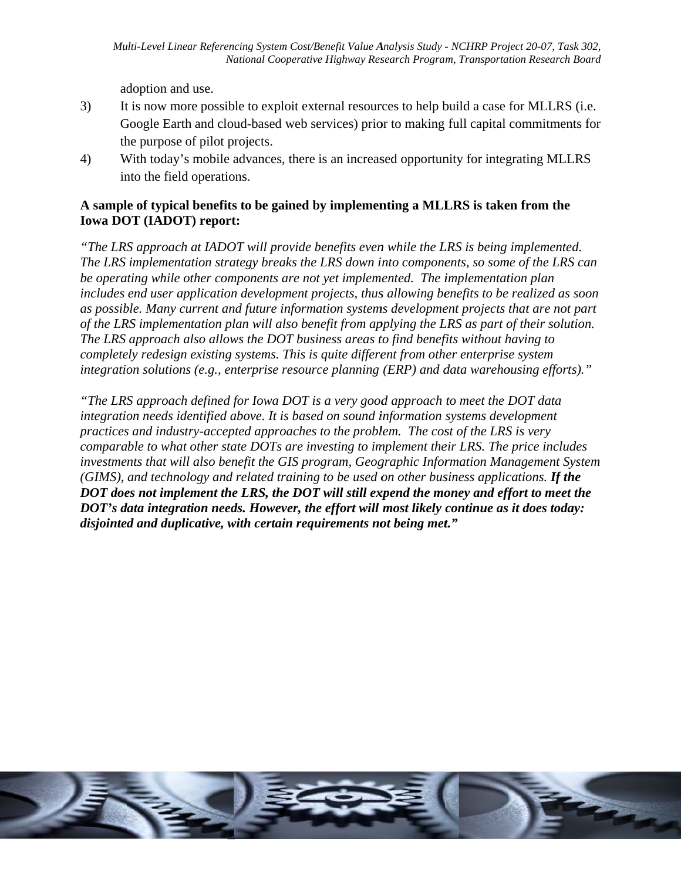adoption and use.

3) It is now more possible to exploit external resources to help build a case for MLLRS (i.e. Google Earth and cloud-based web services) prior to making full capital commitments for the purpose of pilot projects.

4) With today's mobile advances, there is an increased opportunity for integrating MLLRS into the field operations.

**A sample of typical benefits to be gained by implementing a MLLRS is taken from the Iowa DOT (IADOT) report:**

*"The LRS approach at IADOT will provide benefits even while the LRS is being implemented. The LRS implementation strategy breaks the LRS down into components, so some of the LRS can be operating while other components are not yet implemented. The implementation plan includes end user application development projects, thus allowing benefits to be realized as soon as possible. Many current and future information systems development projects that are not part of the LRS implementation plan will also benefit from applying the LRS as part of their solution. The LRS approach also allows the DOT business areas to find benefits without having to completely redesign existing systems. This is quite different from other enterprise system integration solutions (e.g., enterprise resource planning (ERP) and data warehousing efforts)."*

*"The LRS approach defined for Iowa DOT is a very good approach to meet the DOT data integration needs identified above. It is based on sound information systems development practices and industry-accepted approaches to the problem. The cost of the LRS is very comparable to what other state DOTs are investing to implement their LRS. The price includes investments that will also benefit the GIS program, Geographic Information Management System (GIMS), and technology and related training to be used on other business applications.* ***If the DOT does not implement the LRS, the DOT will still expend the money and effort to meet the DOT's data integration needs. However, the effort will most likely continue as it does today: disjointed and duplicative, with certain requirements not being met."***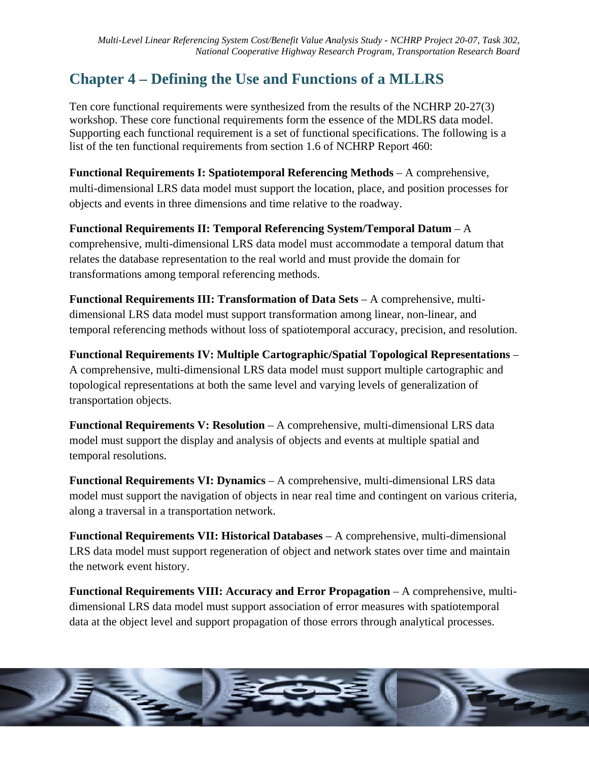# Chapter 4 – Defining the Use and Functions of a MLLRS

Ten core functional requirements were synthesized from the results of the NCHRP 20-27(3) workshop. These core functional requirements form the essence of the MDLRS data model. Supporting each functional requirement is a set of functional specifications. The following is a list of the ten functional requirements from section 1.6 of NCHRP Report 460:

**Functional Requirements I: Spatiotemporal Referencing Methods** – A comprehensive, multi-dimensional LRS data model must support the location, place, and position processes for objects and events in three dimensions and time relative to the roadway.

**Functional Requirements II: Temporal Referencing System/Temporal Datum** – A comprehensive, multi-dimensional LRS data model must accommodate a temporal datum that relates the database representation to the real world and must provide the domain for transformations among temporal referencing methods.

**Functional Requirements III: Transformation of Data Sets** – A comprehensive, multi-dimensional LRS data model must support transformation among linear, non-linear, and temporal referencing methods without loss of spatiotemporal accuracy, precision, and resolution.

**Functional Requirements IV: Multiple Cartographic/Spatial Topological Representations** – A comprehensive, multi-dimensional LRS data model must support multiple cartographic and topological representations at both the same level and varying levels of generalization of transportation objects.

**Functional Requirements V: Resolution** – A comprehensive, multi-dimensional LRS data model must support the display and analysis of objects and events at multiple spatial and temporal resolutions.

**Functional Requirements VI: Dynamics** – A comprehensive, multi-dimensional LRS data model must support the navigation of objects in near real time and contingent on various criteria, along a traversal in a transportation network.

**Functional Requirements VII: Historical Databases** – A comprehensive, multi-dimensional LRS data model must support regeneration of object and network states over time and maintain the network event history.

**Functional Requirements VIII: Accuracy and Error Propagation** – A comprehensive, multi-dimensional LRS data model must support association of error measures with spatiotemporal data at the object level and support propagation of those errors through analytical processes.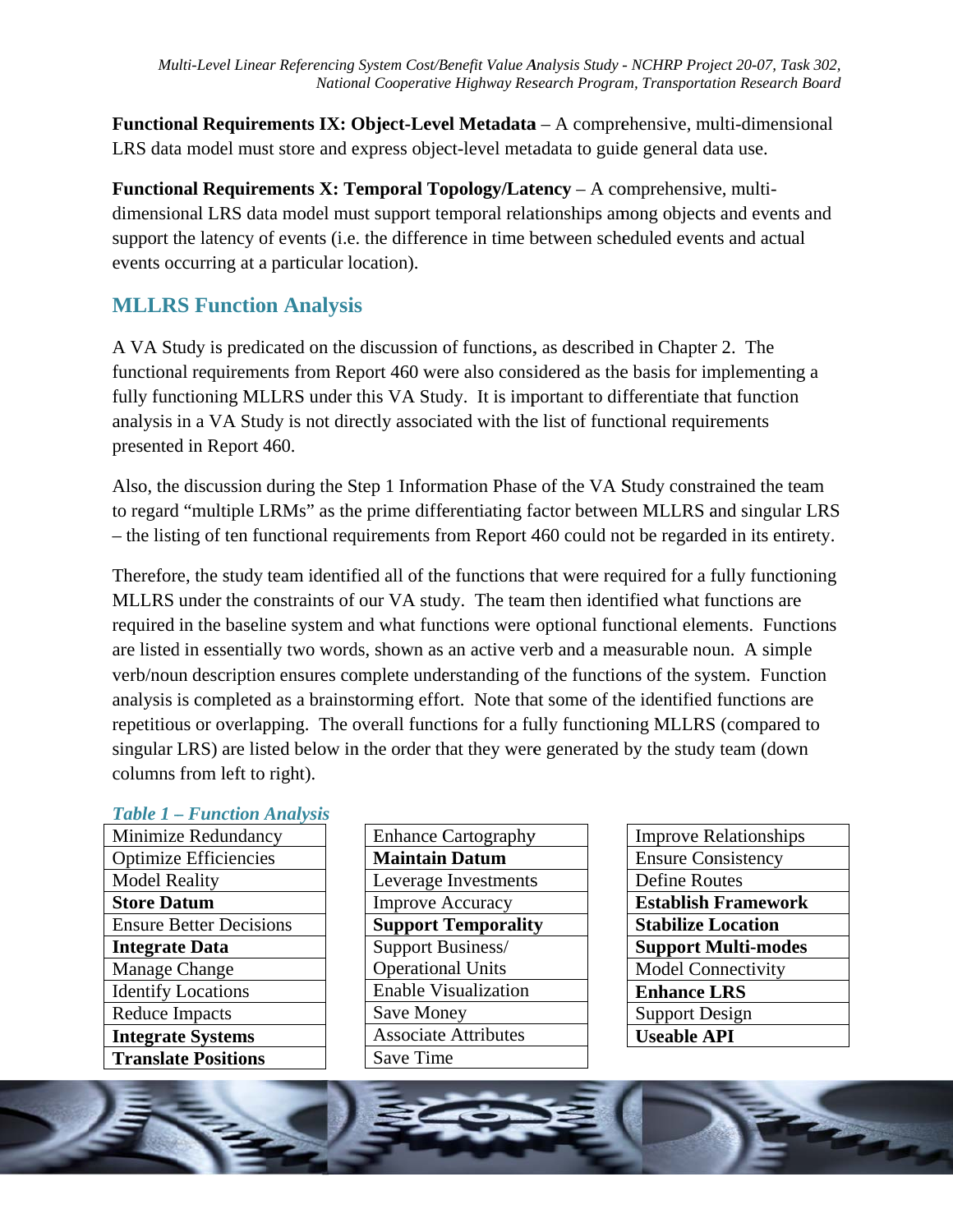**Functional Requirements IX: Object-Level Metadata** – A comprehensive, multi-dimensional LRS data model must store and express object-level metadata to guide general data use.

**Functional Requirements X: Temporal Topology/Latency** – A comprehensive, multi-dimensional LRS data model must support temporal relationships among objects and events and support the latency of events (i.e. the difference in time between scheduled events and actual events occurring at a particular location).

## MLLRS Function Analysis

A VA Study is predicated on the discussion of functions, as described in Chapter 2. The functional requirements from Report 460 were also considered as the basis for implementing a fully functioning MLLRS under this VA Study. It is important to differentiate that function analysis in a VA Study is not directly associated with the list of functional requirements presented in Report 460.

Also, the discussion during the Step 1 Information Phase of the VA Study constrained the team to regard "multiple LRMs" as the prime differentiating factor between MLLRS and singular LRS – the listing of ten functional requirements from Report 460 could not be regarded in its entirety.

Therefore, the study team identified all of the functions that were required for a fully functioning MLLRS under the constraints of our VA study. The team then identified what functions are required in the baseline system and what functions were optional functional elements. Functions are listed in essentially two words, shown as an active verb and a measurable noun. A simple verb/noun description ensures complete understanding of the functions of the system. Function analysis is completed as a brainstorming effort. Note that some of the identified functions are repetitious or overlapping. The overall functions for a fully functioning MLLRS (compared to singular LRS) are listed below in the order that they were generated by the study team (down columns from left to right).

*Table 1 – Function Analysis*

| | | |
|---|---|---|
| Minimize Redundancy | Enhance Cartography | Improve Relationships |
| Optimize Efficiencies | **Maintain Datum** | Ensure Consistency |
| Model Reality | Leverage Investments | Define Routes |
| **Store Datum** | Improve Accuracy | **Establish Framework** |
| Ensure Better Decisions | **Support Temporality** | **Stabilize Location** |
| **Integrate Data** | Support Business/ Operational Units | **Support Multi-modes** |
| Manage Change | Enable Visualization | Model Connectivity |
| Identify Locations | Save Money | **Enhance LRS** |
| Reduce Impacts | Associate Attributes | Support Design |
| **Integrate Systems** | Save Time | **Useable API** |
| **Translate Positions** | | |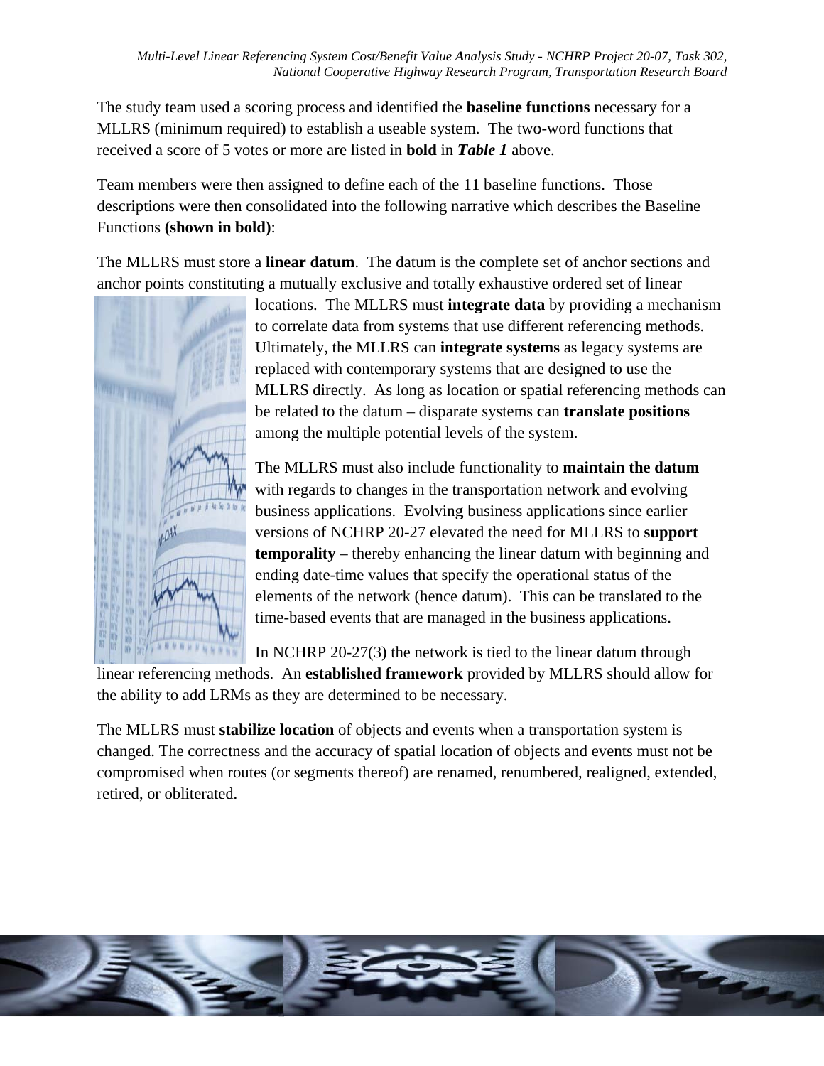The study team used a scoring process and identified the **baseline functions** necessary for a MLLRS (minimum required) to establish a useable system. The two-word functions that received a score of 5 votes or more are listed in **bold** in ***Table 1*** above.

Team members were then assigned to define each of the 11 baseline functions. Those descriptions were then consolidated into the following narrative which describes the Baseline Functions **(shown in bold)**:

The MLLRS must store a **linear datum**. The datum is the complete set of anchor sections and anchor points constituting a mutually exclusive and totally exhaustive ordered set of linear locations. The MLLRS must **integrate data** by providing a mechanism to correlate data from systems that use different referencing methods. Ultimately, the MLLRS can **integrate systems** as legacy systems are replaced with contemporary systems that are designed to use the MLLRS directly. As long as location or spatial referencing methods can be related to the datum – disparate systems can **translate positions** among the multiple potential levels of the system.

The MLLRS must also include functionality to **maintain the datum** with regards to changes in the transportation network and evolving business applications. Evolving business applications since earlier versions of NCHRP 20-27 elevated the need for MLLRS to **support temporality** – thereby enhancing the linear datum with beginning and ending date-time values that specify the operational status of the elements of the network (hence datum). This can be translated to the time-based events that are managed in the business applications.

In NCHRP 20-27(3) the network is tied to the linear datum through linear referencing methods. An **established framework** provided by MLLRS should allow for the ability to add LRMs as they are determined to be necessary.

The MLLRS must **stabilize location** of objects and events when a transportation system is changed. The correctness and the accuracy of spatial location of objects and events must not be compromised when routes (or segments thereof) are renamed, renumbered, realigned, extended, retired, or obliterated.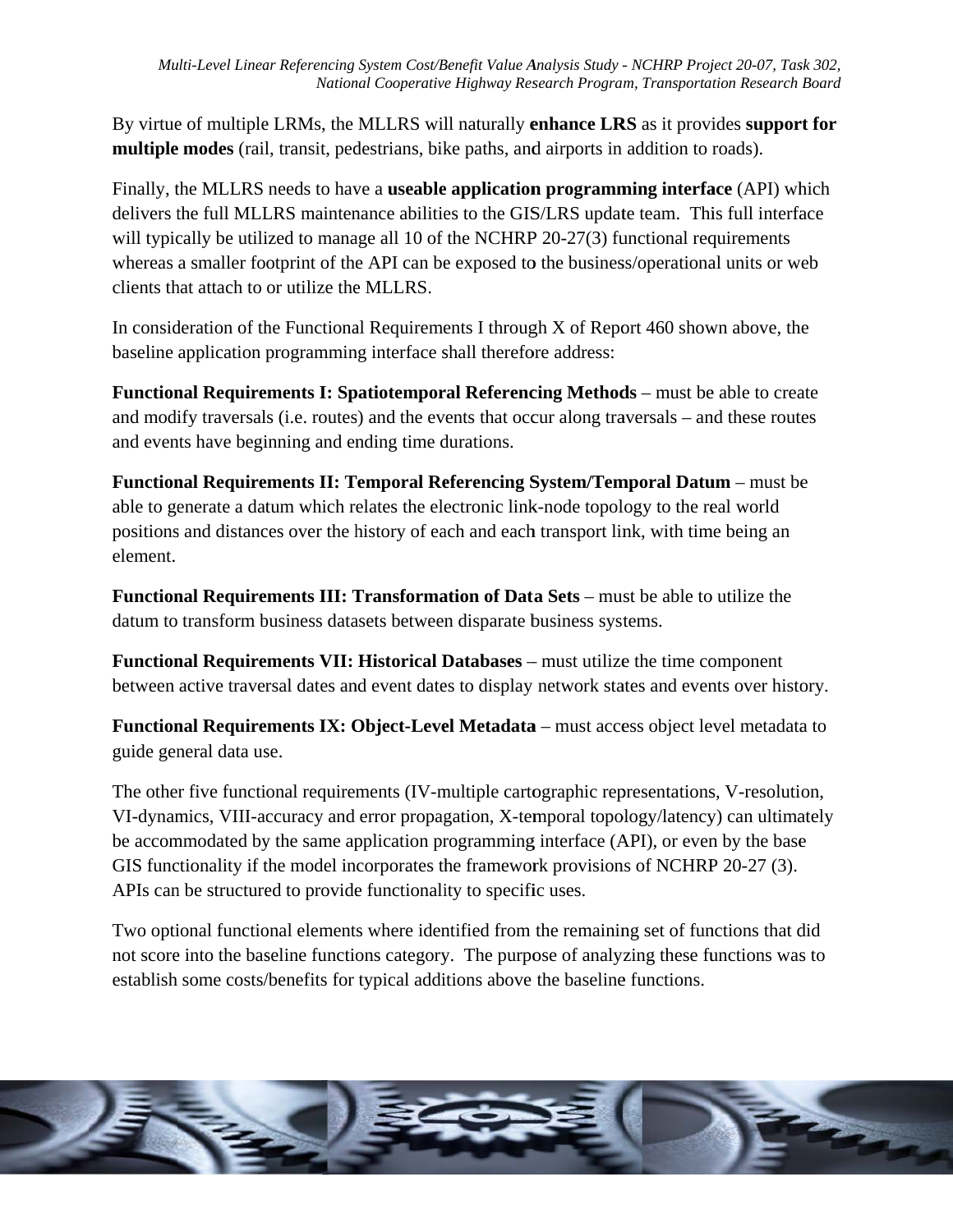By virtue of multiple LRMs, the MLLRS will naturally **enhance LRS** as it provides **support for multiple modes** (rail, transit, pedestrians, bike paths, and airports in addition to roads).

Finally, the MLLRS needs to have a **useable application programming interface** (API) which delivers the full MLLRS maintenance abilities to the GIS/LRS update team. This full interface will typically be utilized to manage all 10 of the NCHRP 20-27(3) functional requirements whereas a smaller footprint of the API can be exposed to the business/operational units or web clients that attach to or utilize the MLLRS.

In consideration of the Functional Requirements I through X of Report 460 shown above, the baseline application programming interface shall therefore address:

**Functional Requirements I: Spatiotemporal Referencing Methods** – must be able to create and modify traversals (i.e. routes) and the events that occur along traversals – and these routes and events have beginning and ending time durations.

**Functional Requirements II: Temporal Referencing System/Temporal Datum** – must be able to generate a datum which relates the electronic link-node topology to the real world positions and distances over the history of each and each transport link, with time being an element.

**Functional Requirements III: Transformation of Data Sets** – must be able to utilize the datum to transform business datasets between disparate business systems.

**Functional Requirements VII: Historical Databases** – must utilize the time component between active traversal dates and event dates to display network states and events over history.

**Functional Requirements IX: Object-Level Metadata** – must access object level metadata to guide general data use.

The other five functional requirements (IV-multiple cartographic representations, V-resolution, VI-dynamics, VIII-accuracy and error propagation, X-temporal topology/latency) can ultimately be accommodated by the same application programming interface (API), or even by the base GIS functionality if the model incorporates the framework provisions of NCHRP 20-27 (3). APIs can be structured to provide functionality to specific uses.

Two optional functional elements where identified from the remaining set of functions that did not score into the baseline functions category. The purpose of analyzing these functions was to establish some costs/benefits for typical additions above the baseline functions.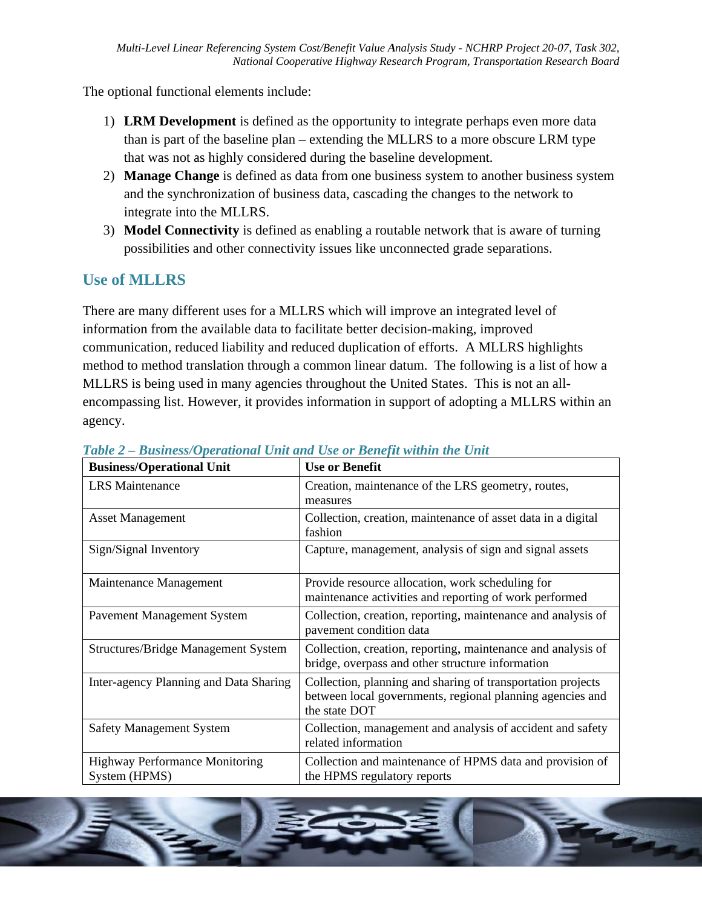The optional functional elements include:

1) **LRM Development** is defined as the opportunity to integrate perhaps even more data than is part of the baseline plan – extending the MLLRS to a more obscure LRM type that was not as highly considered during the baseline development.
2) **Manage Change** is defined as data from one business system to another business system and the synchronization of business data, cascading the changes to the network to integrate into the MLLRS.
3) **Model Connectivity** is defined as enabling a routable network that is aware of turning possibilities and other connectivity issues like unconnected grade separations.

## Use of MLLRS

There are many different uses for a MLLRS which will improve an integrated level of information from the available data to facilitate better decision-making, improved communication, reduced liability and reduced duplication of efforts. A MLLRS highlights method to method translation through a common linear datum. The following is a list of how a MLLRS is being used in many agencies throughout the United States. This is not an all-encompassing list. However, it provides information in support of adopting a MLLRS within an agency.

***Table 2 – Business/Operational Unit and Use or Benefit within the Unit***

| Business/Operational Unit | Use or Benefit |
|---|---|
| LRS Maintenance | Creation, maintenance of the LRS geometry, routes, measures |
| Asset Management | Collection, creation, maintenance of asset data in a digital fashion |
| Sign/Signal Inventory | Capture, management, analysis of sign and signal assets |
| Maintenance Management | Provide resource allocation, work scheduling for maintenance activities and reporting of work performed |
| Pavement Management System | Collection, creation, reporting, maintenance and analysis of pavement condition data |
| Structures/Bridge Management System | Collection, creation, reporting, maintenance and analysis of bridge, overpass and other structure information |
| Inter-agency Planning and Data Sharing | Collection, planning and sharing of transportation projects between local governments, regional planning agencies and the state DOT |
| Safety Management System | Collection, management and analysis of accident and safety related information |
| Highway Performance Monitoring System (HPMS) | Collection and maintenance of HPMS data and provision of the HPMS regulatory reports |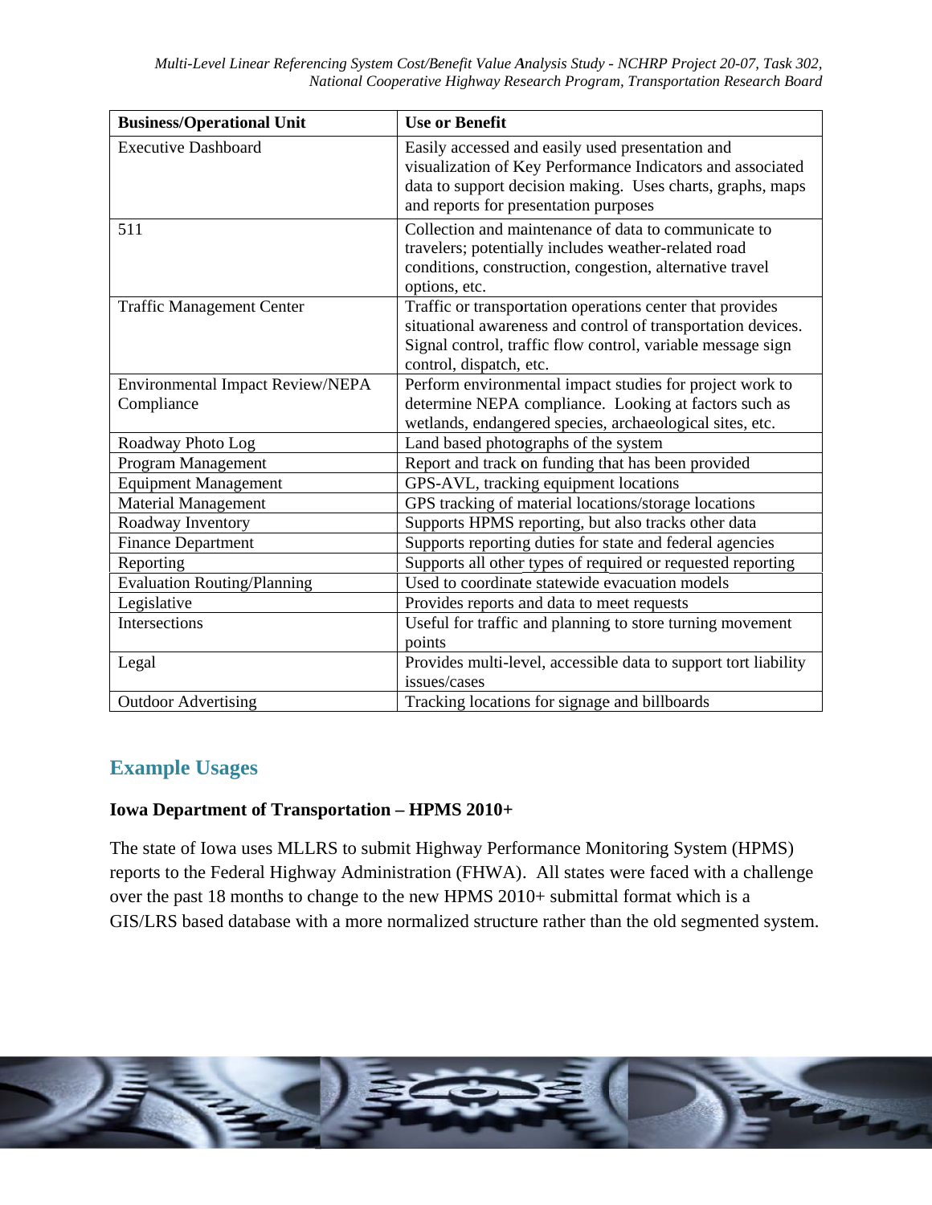| Business/Operational Unit | Use or Benefit |
|---|---|
| Executive Dashboard | Easily accessed and easily used presentation and visualization of Key Performance Indicators and associated data to support decision making. Uses charts, graphs, maps and reports for presentation purposes |
| 511 | Collection and maintenance of data to communicate to travelers; potentially includes weather-related road conditions, construction, congestion, alternative travel options, etc. |
| Traffic Management Center | Traffic or transportation operations center that provides situational awareness and control of transportation devices. Signal control, traffic flow control, variable message sign control, dispatch, etc. |
| Environmental Impact Review/NEPA Compliance | Perform environmental impact studies for project work to determine NEPA compliance. Looking at factors such as wetlands, endangered species, archaeological sites, etc. |
| Roadway Photo Log | Land based photographs of the system |
| Program Management | Report and track on funding that has been provided |
| Equipment Management | GPS-AVL, tracking equipment locations |
| Material Management | GPS tracking of material locations/storage locations |
| Roadway Inventory | Supports HPMS reporting, but also tracks other data |
| Finance Department | Supports reporting duties for state and federal agencies |
| Reporting | Supports all other types of required or requested reporting |
| Evaluation Routing/Planning | Used to coordinate statewide evacuation models |
| Legislative | Provides reports and data to meet requests |
| Intersections | Useful for traffic and planning to store turning movement points |
| Legal | Provides multi-level, accessible data to support tort liability issues/cases |
| Outdoor Advertising | Tracking locations for signage and billboards |

## Example Usages

**Iowa Department of Transportation – HPMS 2010+**

The state of Iowa uses MLLRS to submit Highway Performance Monitoring System (HPMS) reports to the Federal Highway Administration (FHWA). All states were faced with a challenge over the past 18 months to change to the new HPMS 2010+ submittal format which is a GIS/LRS based database with a more normalized structure rather than the old segmented system.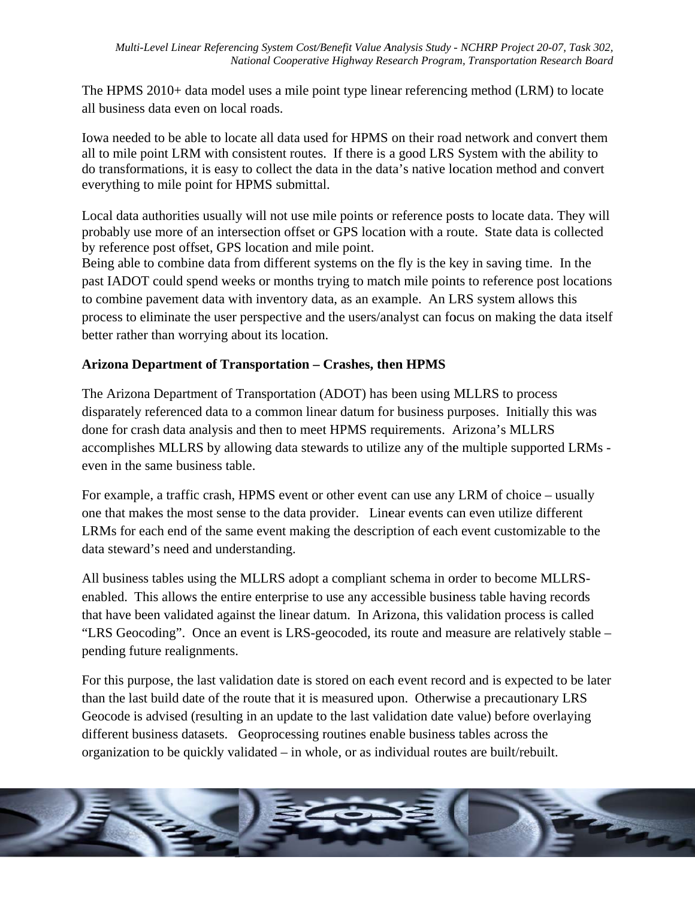The HPMS 2010+ data model uses a mile point type linear referencing method (LRM) to locate all business data even on local roads.

Iowa needed to be able to locate all data used for HPMS on their road network and convert them all to mile point LRM with consistent routes. If there is a good LRS System with the ability to do transformations, it is easy to collect the data in the data's native location method and convert everything to mile point for HPMS submittal.

Local data authorities usually will not use mile points or reference posts to locate data. They will probably use more of an intersection offset or GPS location with a route. State data is collected by reference post offset, GPS location and mile point.
Being able to combine data from different systems on the fly is the key in saving time. In the past IADOT could spend weeks or months trying to match mile points to reference post locations to combine pavement data with inventory data, as an example. An LRS system allows this process to eliminate the user perspective and the users/analyst can focus on making the data itself better rather than worrying about its location.

**Arizona Department of Transportation – Crashes, then HPMS**

The Arizona Department of Transportation (ADOT) has been using MLLRS to process disparately referenced data to a common linear datum for business purposes. Initially this was done for crash data analysis and then to meet HPMS requirements. Arizona's MLLRS accomplishes MLLRS by allowing data stewards to utilize any of the multiple supported LRMs - even in the same business table.

For example, a traffic crash, HPMS event or other event can use any LRM of choice – usually one that makes the most sense to the data provider. Linear events can even utilize different LRMs for each end of the same event making the description of each event customizable to the data steward's need and understanding.

All business tables using the MLLRS adopt a compliant schema in order to become MLLRS-enabled. This allows the entire enterprise to use any accessible business table having records that have been validated against the linear datum. In Arizona, this validation process is called "LRS Geocoding". Once an event is LRS-geocoded, its route and measure are relatively stable – pending future realignments.

For this purpose, the last validation date is stored on each event record and is expected to be later than the last build date of the route that it is measured upon. Otherwise a precautionary LRS Geocode is advised (resulting in an update to the last validation date value) before overlaying different business datasets. Geoprocessing routines enable business tables across the organization to be quickly validated – in whole, or as individual routes are built/rebuilt.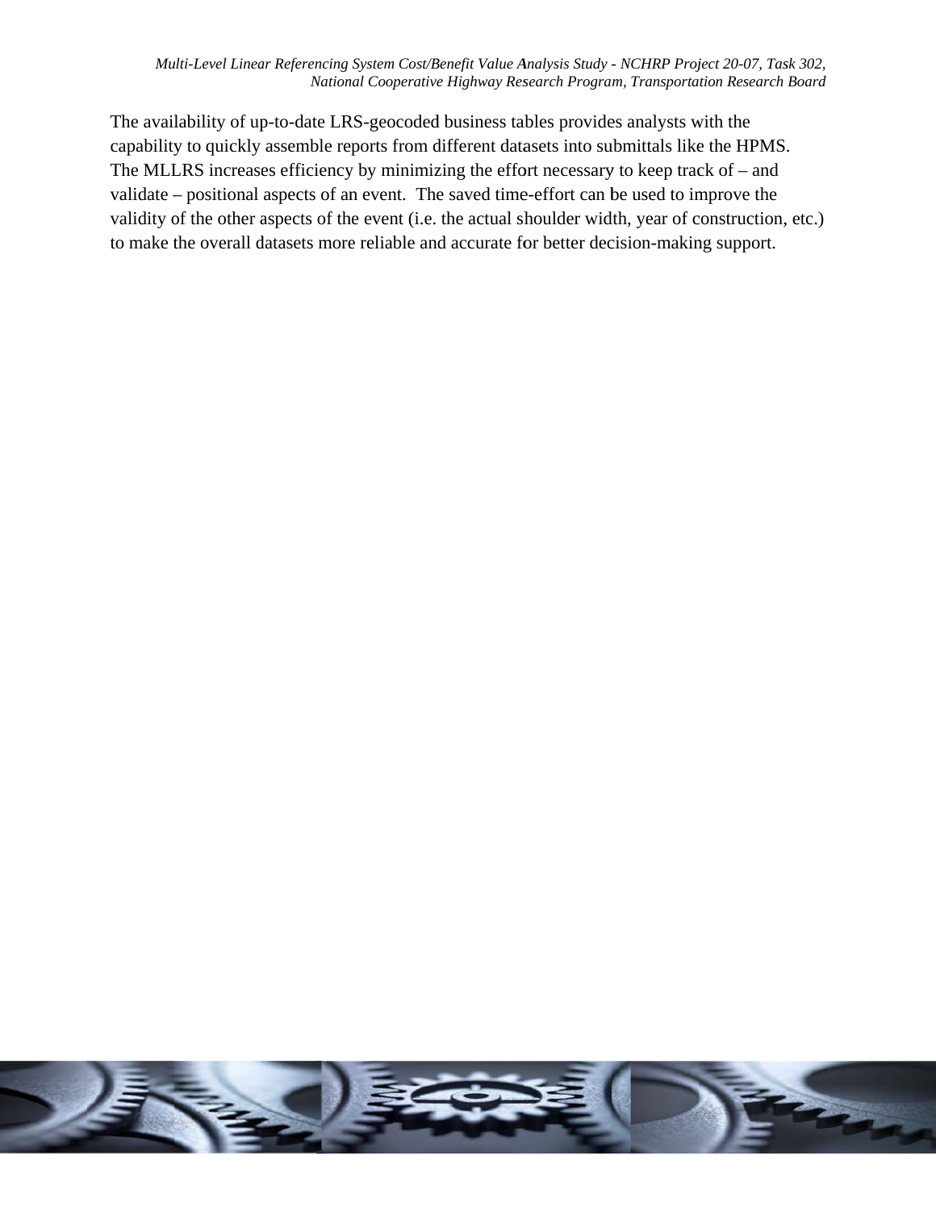The availability of up-to-date LRS-geocoded business tables provides analysts with the capability to quickly assemble reports from different datasets into submittals like the HPMS. The MLLRS increases efficiency by minimizing the effort necessary to keep track of – and validate – positional aspects of an event. The saved time-effort can be used to improve the validity of the other aspects of the event (i.e. the actual shoulder width, year of construction, etc.) to make the overall datasets more reliable and accurate for better decision-making support.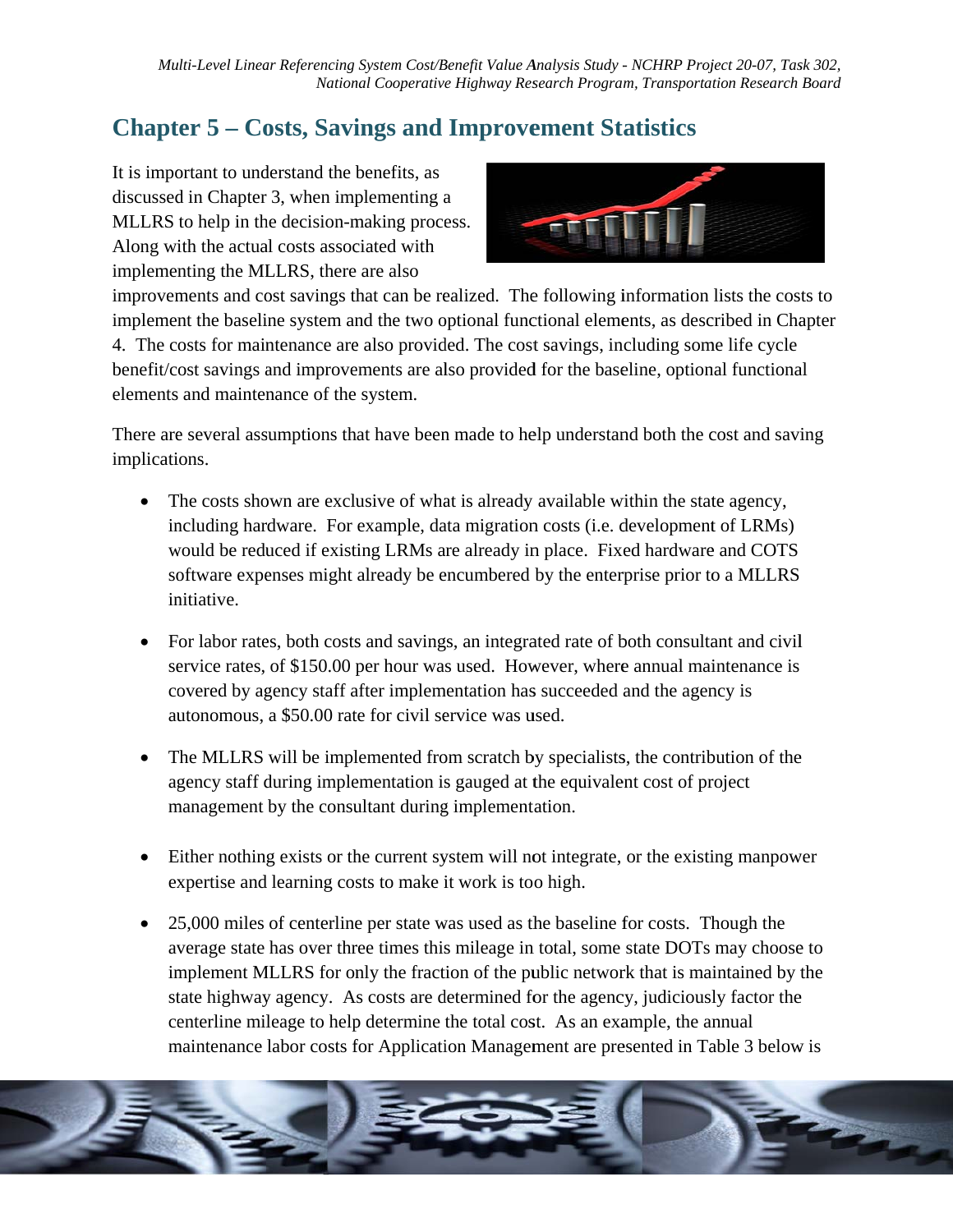# Chapter 5 – Costs, Savings and Improvement Statistics

It is important to understand the benefits, as discussed in Chapter 3, when implementing a MLLRS to help in the decision-making process. Along with the actual costs associated with implementing the MLLRS, there are also improvements and cost savings that can be realized. The following information lists the costs to implement the baseline system and the two optional functional elements, as described in Chapter 4. The costs for maintenance are also provided. The cost savings, including some life cycle benefit/cost savings and improvements are also provided for the baseline, optional functional elements and maintenance of the system.

There are several assumptions that have been made to help understand both the cost and saving implications.

- The costs shown are exclusive of what is already available within the state agency, including hardware. For example, data migration costs (i.e. development of LRMs) would be reduced if existing LRMs are already in place. Fixed hardware and COTS software expenses might already be encumbered by the enterprise prior to a MLLRS initiative.

- For labor rates, both costs and savings, an integrated rate of both consultant and civil service rates, of $150.00 per hour was used. However, where annual maintenance is covered by agency staff after implementation has succeeded and the agency is autonomous, a $50.00 rate for civil service was used.

- The MLLRS will be implemented from scratch by specialists, the contribution of the agency staff during implementation is gauged at the equivalent cost of project management by the consultant during implementation.

- Either nothing exists or the current system will not integrate, or the existing manpower expertise and learning costs to make it work is too high.

- 25,000 miles of centerline per state was used as the baseline for costs. Though the average state has over three times this mileage in total, some state DOTs may choose to implement MLLRS for only the fraction of the public network that is maintained by the state highway agency. As costs are determined for the agency, judiciously factor the centerline mileage to help determine the total cost. As an example, the annual maintenance labor costs for Application Management are presented in Table 3 below is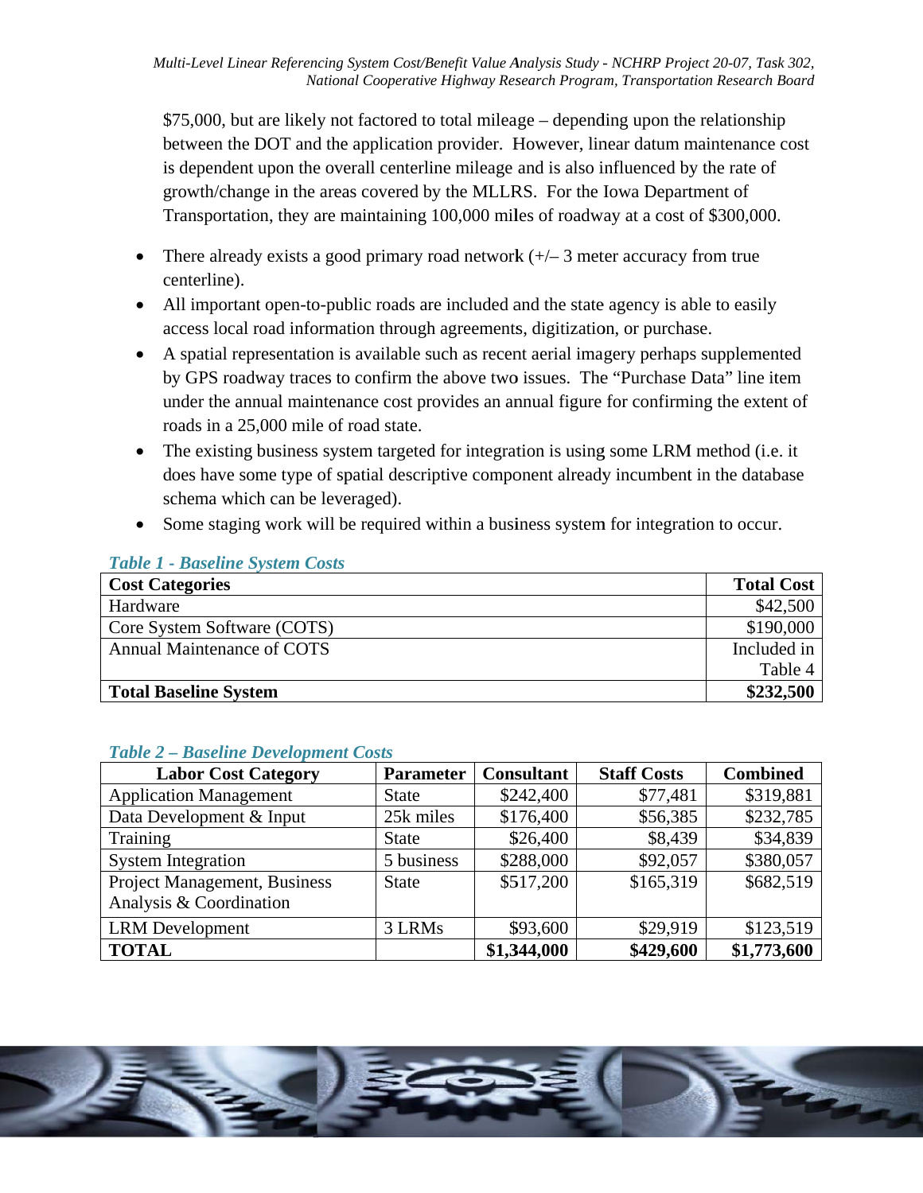$75,000, but are likely not factored to total mileage – depending upon the relationship between the DOT and the application provider. However, linear datum maintenance cost is dependent upon the overall centerline mileage and is also influenced by the rate of growth/change in the areas covered by the MLLRS. For the Iowa Department of Transportation, they are maintaining 100,000 miles of roadway at a cost of $300,000.

- There already exists a good primary road network (+/– 3 meter accuracy from true centerline).
- All important open-to-public roads are included and the state agency is able to easily access local road information through agreements, digitization, or purchase.
- A spatial representation is available such as recent aerial imagery perhaps supplemented by GPS roadway traces to confirm the above two issues. The "Purchase Data" line item under the annual maintenance cost provides an annual figure for confirming the extent of roads in a 25,000 mile of road state.
- The existing business system targeted for integration is using some LRM method (i.e. it does have some type of spatial descriptive component already incumbent in the database schema which can be leveraged).
- Some staging work will be required within a business system for integration to occur.

***Table 1 - Baseline System Costs***

| **Cost Categories** | **Total Cost** |
|---|---|
| Hardware | $42,500 |
| Core System Software (COTS) | $190,000 |
| Annual Maintenance of COTS | Included in Table 4 |
| **Total Baseline System** | **$232,500** |

***Table 2 – Baseline Development Costs***

| **Labor Cost Category** | **Parameter** | **Consultant** | **Staff Costs** | **Combined** |
|---|---|---|---|---|
| Application Management | State | $242,400 | $77,481 | $319,881 |
| Data Development & Input | 25k miles | $176,400 | $56,385 | $232,785 |
| Training | State | $26,400 | $8,439 | $34,839 |
| System Integration | 5 business | $288,000 | $92,057 | $380,057 |
| Project Management, Business Analysis & Coordination | State | $517,200 | $165,319 | $682,519 |
| LRM Development | 3 LRMs | $93,600 | $29,919 | $123,519 |
| **TOTAL** | | **$1,344,000** | **$429,600** | **$1,773,600** |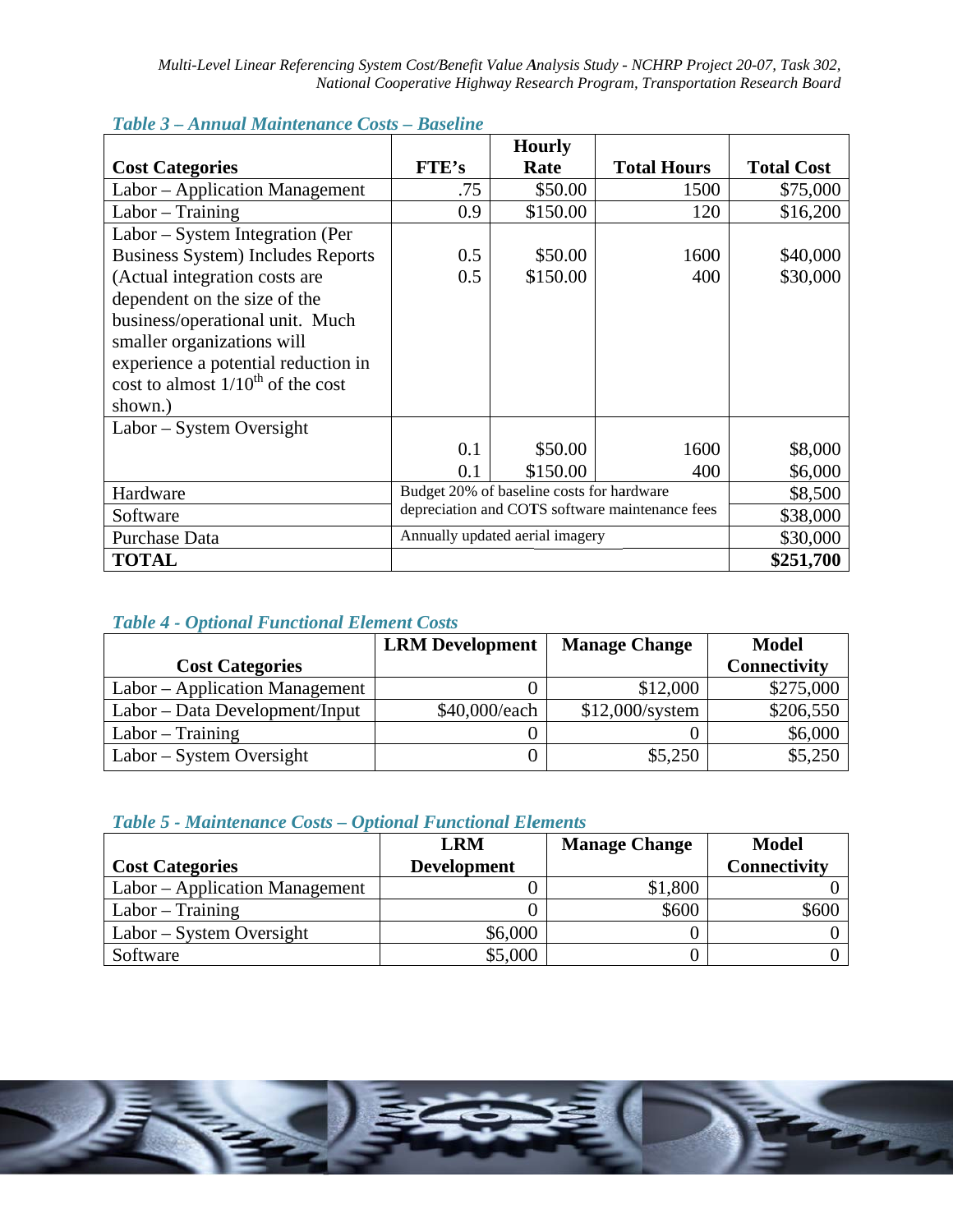*Table 3 – Annual Maintenance Costs – Baseline*

| Cost Categories | FTE's | Hourly Rate | Total Hours | Total Cost |
|---|---|---|---|---|
| Labor – Application Management | .75 | $50.00 | 1500 | $75,000 |
| Labor – Training | 0.9 | $150.00 | 120 | $16,200 |
| Labor – System Integration (Per Business System) Includes Reports (Actual integration costs are dependent on the size of the business/operational unit. Much smaller organizations will experience a potential reduction in cost to almost 1/10th of the cost shown.) | 0.5<br>0.5 | $50.00<br>$150.00 | 1600<br>400 | $40,000<br>$30,000 |
| Labor – System Oversight | 0.1<br>0.1 | $50.00<br>$150.00 | 1600<br>400 | $8,000<br>$6,000 |
| Hardware | Budget 20% of baseline costs for hardware | | | $8,500 |
| Software | depreciation and COTS software maintenance fees | | | $38,000 |
| Purchase Data | Annually updated aerial imagery | | | $30,000 |
| **TOTAL** | | | | **$251,700** |

*Table 4 - Optional Functional Element Costs*

| Cost Categories | LRM Development | Manage Change | Model Connectivity |
|---|---|---|---|
| Labor – Application Management | 0 | $12,000 | $275,000 |
| Labor – Data Development/Input | $40,000/each | $12,000/system | $206,550 |
| Labor – Training | 0 | 0 | $6,000 |
| Labor – System Oversight | 0 | $5,250 | $5,250 |

*Table 5 - Maintenance Costs – Optional Functional Elements*

| Cost Categories | LRM Development | Manage Change | Model Connectivity |
|---|---|---|---|
| Labor – Application Management | 0 | $1,800 | 0 |
| Labor – Training | 0 | $600 | $600 |
| Labor – System Oversight | $6,000 | 0 | 0 |
| Software | $5,000 | 0 | 0 |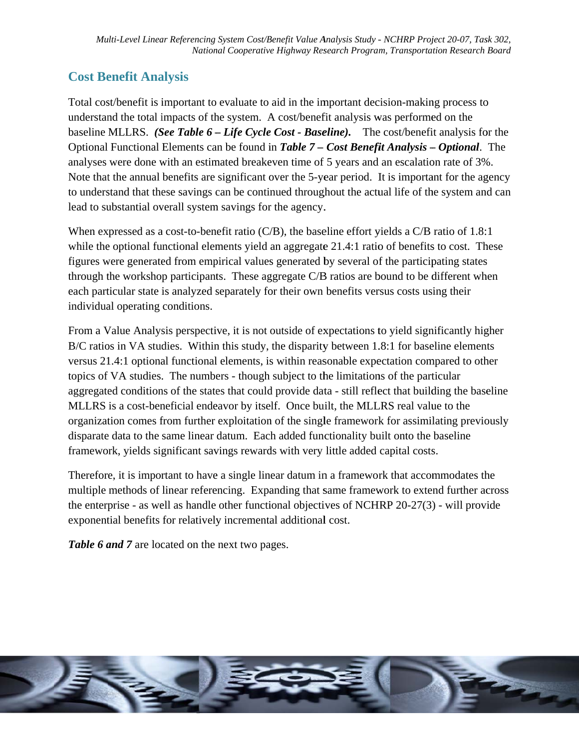## Cost Benefit Analysis

Total cost/benefit is important to evaluate to aid in the important decision-making process to understand the total impacts of the system. A cost/benefit analysis was performed on the baseline MLLRS. ***(See Table 6 – Life Cycle Cost - Baseline).*** The cost/benefit analysis for the Optional Functional Elements can be found in ***Table 7 – Cost Benefit Analysis – Optional***. The analyses were done with an estimated breakeven time of 5 years and an escalation rate of 3%. Note that the annual benefits are significant over the 5-year period. It is important for the agency to understand that these savings can be continued throughout the actual life of the system and can lead to substantial overall system savings for the agency.

When expressed as a cost-to-benefit ratio (C/B), the baseline effort yields a C/B ratio of 1.8:1 while the optional functional elements yield an aggregate 21.4:1 ratio of benefits to cost. These figures were generated from empirical values generated by several of the participating states through the workshop participants. These aggregate C/B ratios are bound to be different when each particular state is analyzed separately for their own benefits versus costs using their individual operating conditions.

From a Value Analysis perspective, it is not outside of expectations to yield significantly higher B/C ratios in VA studies. Within this study, the disparity between 1.8:1 for baseline elements versus 21.4:1 optional functional elements, is within reasonable expectation compared to other topics of VA studies. The numbers - though subject to the limitations of the particular aggregated conditions of the states that could provide data - still reflect that building the baseline MLLRS is a cost-beneficial endeavor by itself. Once built, the MLLRS real value to the organization comes from further exploitation of the single framework for assimilating previously disparate data to the same linear datum. Each added functionality built onto the baseline framework, yields significant savings rewards with very little added capital costs.

Therefore, it is important to have a single linear datum in a framework that accommodates the multiple methods of linear referencing. Expanding that same framework to extend further across the enterprise - as well as handle other functional objectives of NCHRP 20-27(3) - will provide exponential benefits for relatively incremental additional cost.

***Table 6 and 7*** are located on the next two pages.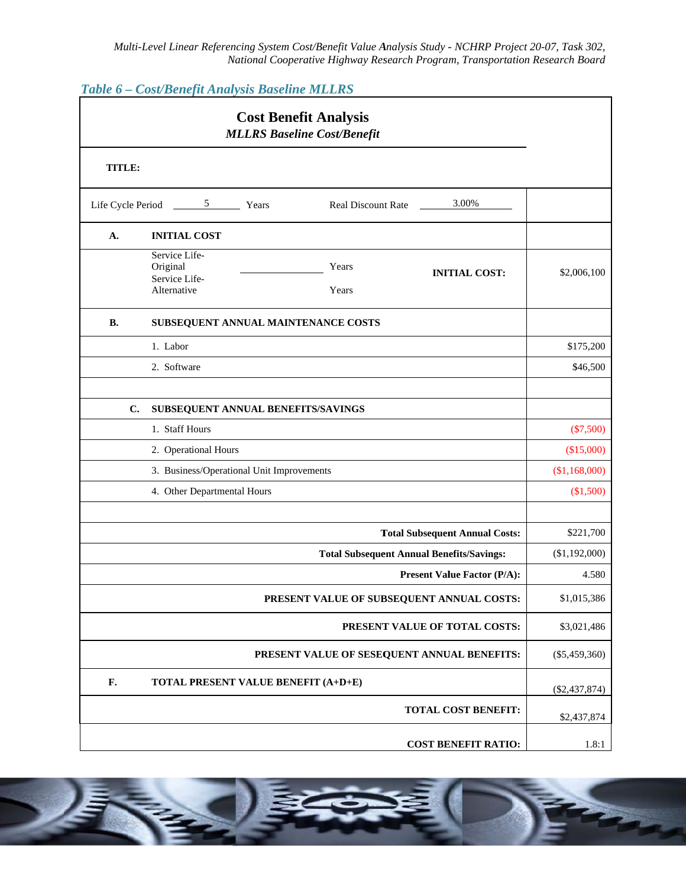*Table 6 – Cost/Benefit Analysis Baseline MLLRS*

| **Cost Benefit Analysis** *MLLRS Baseline Cost/Benefit* | | |
|---|---|---|
| **TITLE:** | | |
| Life Cycle Period 5 Years | Real Discount Rate 3.00% | |
| **A.** | **INITIAL COST** | |
| | Service Life-Original ______ Years<br>Service Life-Alternative Years — **INITIAL COST:** | $2,006,100 |
| **B.** | **SUBSEQUENT ANNUAL MAINTENANCE COSTS** | |
| | 1. Labor | $175,200 |
| | 2. Software | $46,500 |
| | | |
| **C.** | **SUBSEQUENT ANNUAL BENEFITS/SAVINGS** | |
| | 1. Staff Hours | ($7,500) |
| | 2. Operational Hours | ($15,000) |
| | 3. Business/Operational Unit Improvements | ($1,168,000) |
| | 4. Other Departmental Hours | ($1,500) |
| | | |
| | **Total Subsequent Annual Costs:** | $221,700 |
| | **Total Subsequent Annual Benefits/Savings:** | ($1,192,000) |
| | **Present Value Factor (P/A):** | 4.580 |
| | **PRESENT VALUE OF SUBSEQUENT ANNUAL COSTS:** | $1,015,386 |
| | **PRESENT VALUE OF TOTAL COSTS:** | $3,021,486 |
| | **PRESENT VALUE OF SESEQUENT ANNUAL BENEFITS:** | ($5,459,360) |
| **F.** | **TOTAL PRESENT VALUE BENEFIT (A+D+E)** | ($2,437,874) |
| | **TOTAL COST BENEFIT:** | $2,437,874 |
| | **COST BENEFIT RATIO:** | 1.8:1 |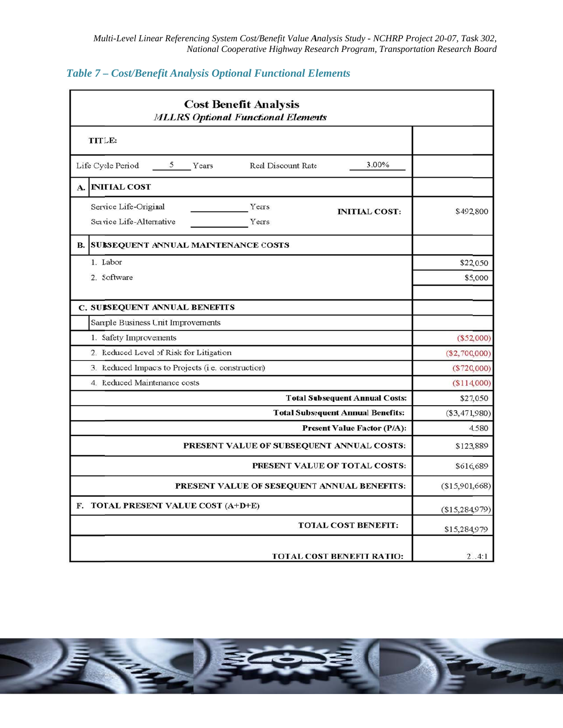### *Table 7 – Cost/Benefit Analysis Optional Functional Elements*

| **Cost Benefit Analysis** *MLLRS Optional Functional Elements* | |
|---|---|
| **TITLE:** | |
| Life Cycle Period 5 Years Real Discount Rate 3.00% | |
| **A. INITIAL COST** | |
| Service Life-Original ______ Years; Service Life-Alternative ______ Years; **INITIAL COST:** | $492,800 |
| **B. SUBSEQUENT ANNUAL MAINTENANCE COSTS** | |
| 1. Labor | $22,050 |
| 2. Software | $5,000 |
| | |
| **C. SUBSEQUENT ANNUAL BENEFITS** | |
| Sample Business Unit Improvements | |
| 1. Safety Improvements | ($52,000) |
| 2. Reduced Level of Risk for Litigation | ($2,700,000) |
| 3. Reduced Impacts to Projects (i.e. construction) | ($720,000) |
| 4. Reduced Maintenance costs | ($114,000) |
| **Total Subsequent Annual Costs:** | $27,050 |
| **Total Subsequent Annual Benefits:** | ($3,471,980) |
| **Present Value Factor (P/A):** | 4.580 |
| **PRESENT VALUE OF SUBSEQUENT ANNUAL COSTS:** | $123,889 |
| **PRESENT VALUE OF TOTAL COSTS:** | $616,689 |
| **PRESENT VALUE OF SESEQUENT ANNUAL BENEFITS:** | ($15,901,668) |
| **F. TOTAL PRESENT VALUE COST (A+D+E)** | ($15,284,979) |
| **TOTAL COST BENEFIT:** | $15,284,979 |
| **TOTAL COST BENEFIT RATIO:** | 2..4:1 |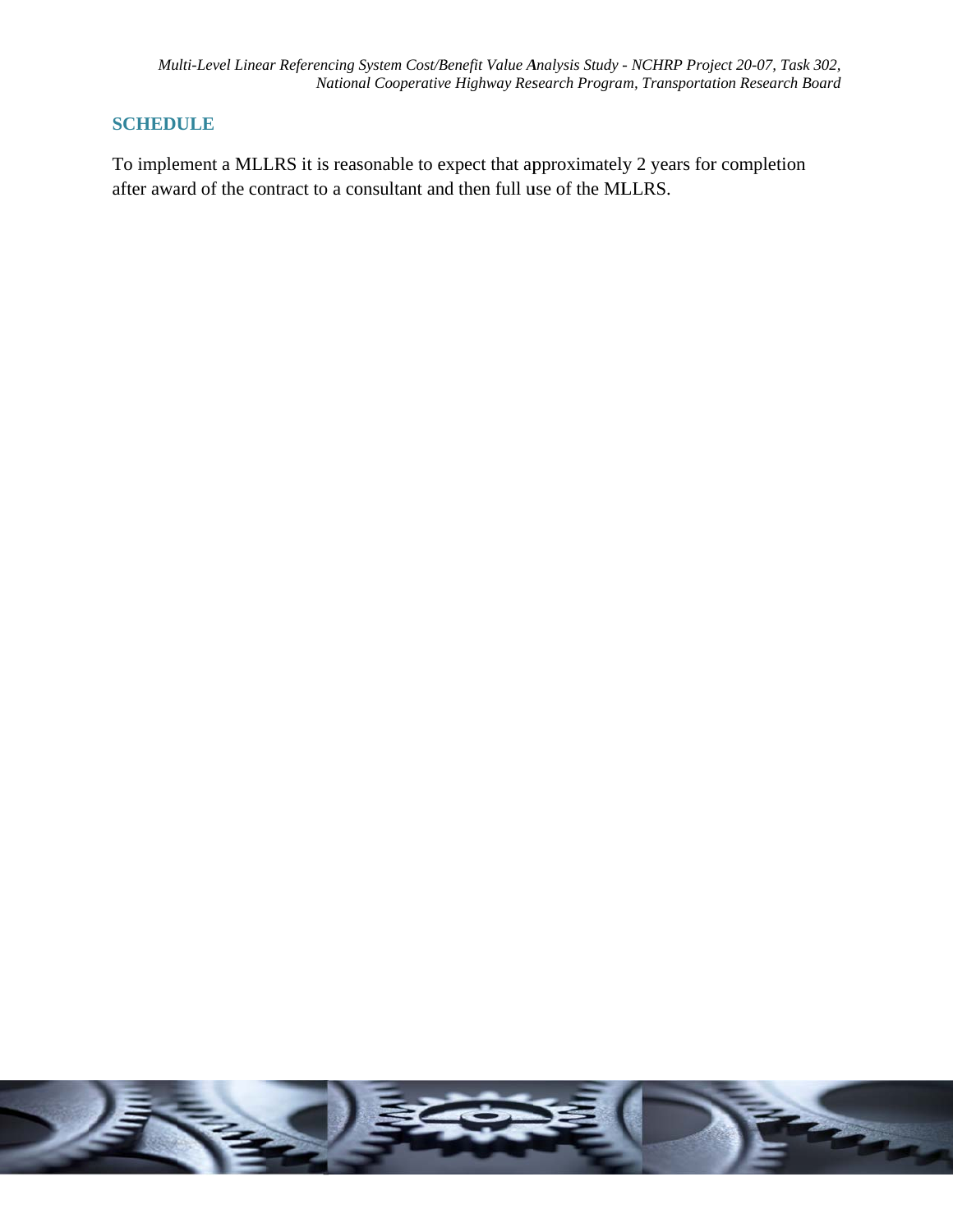## SCHEDULE

To implement a MLLRS it is reasonable to expect that approximately 2 years for completion after award of the contract to a consultant and then full use of the MLLRS.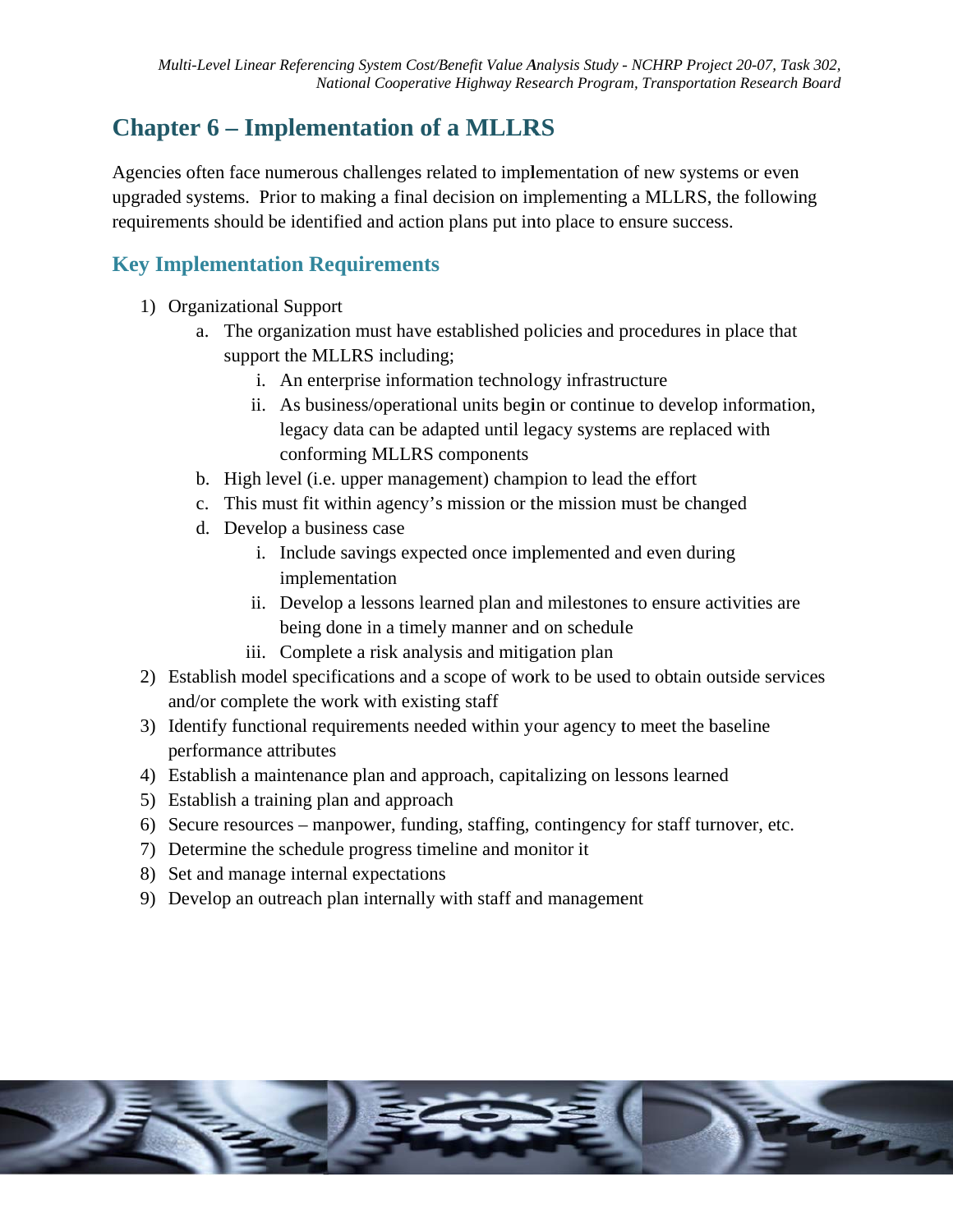# Chapter 6 – Implementation of a MLLRS

Agencies often face numerous challenges related to implementation of new systems or even upgraded systems. Prior to making a final decision on implementing a MLLRS, the following requirements should be identified and action plans put into place to ensure success.

## Key Implementation Requirements

1) Organizational Support
    a. The organization must have established policies and procedures in place that support the MLLRS including;
        i. An enterprise information technology infrastructure
        ii. As business/operational units begin or continue to develop information, legacy data can be adapted until legacy systems are replaced with conforming MLLRS components
    b. High level (i.e. upper management) champion to lead the effort
    c. This must fit within agency's mission or the mission must be changed
    d. Develop a business case
        i. Include savings expected once implemented and even during implementation
        ii. Develop a lessons learned plan and milestones to ensure activities are being done in a timely manner and on schedule
        iii. Complete a risk analysis and mitigation plan
2) Establish model specifications and a scope of work to be used to obtain outside services and/or complete the work with existing staff
3) Identify functional requirements needed within your agency to meet the baseline performance attributes
4) Establish a maintenance plan and approach, capitalizing on lessons learned
5) Establish a training plan and approach
6) Secure resources – manpower, funding, staffing, contingency for staff turnover, etc.
7) Determine the schedule progress timeline and monitor it
8) Set and manage internal expectations
9) Develop an outreach plan internally with staff and management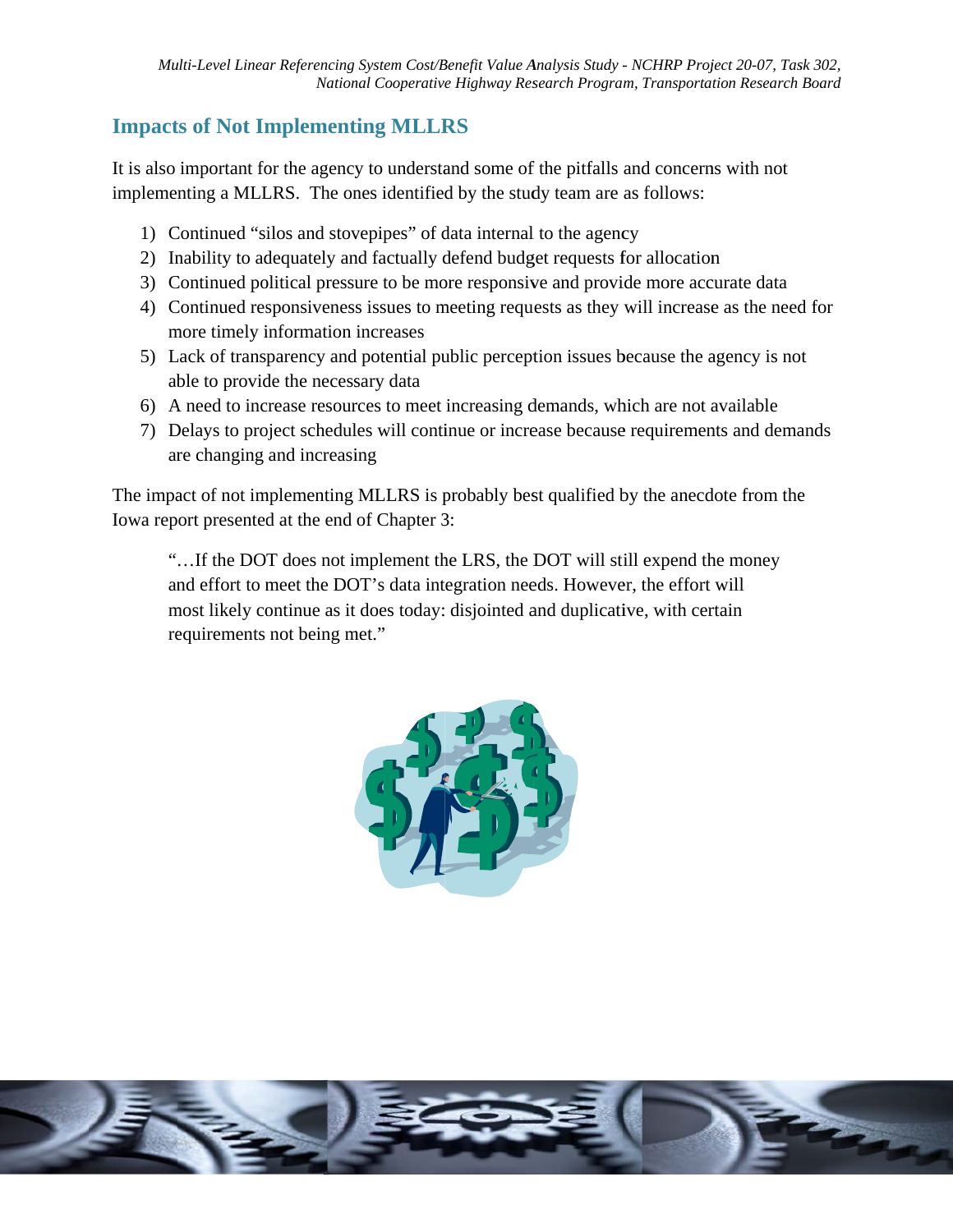## Impacts of Not Implementing MLLRS

It is also important for the agency to understand some of the pitfalls and concerns with not implementing a MLLRS. The ones identified by the study team are as follows:

1) Continued "silos and stovepipes" of data internal to the agency
2) Inability to adequately and factually defend budget requests for allocation
3) Continued political pressure to be more responsive and provide more accurate data
4) Continued responsiveness issues to meeting requests as they will increase as the need for more timely information increases
5) Lack of transparency and potential public perception issues because the agency is not able to provide the necessary data
6) A need to increase resources to meet increasing demands, which are not available
7) Delays to project schedules will continue or increase because requirements and demands are changing and increasing

The impact of not implementing MLLRS is probably best qualified by the anecdote from the Iowa report presented at the end of Chapter 3:

> "…If the DOT does not implement the LRS, the DOT will still expend the money and effort to meet the DOT's data integration needs. However, the effort will most likely continue as it does today: disjointed and duplicative, with certain requirements not being met."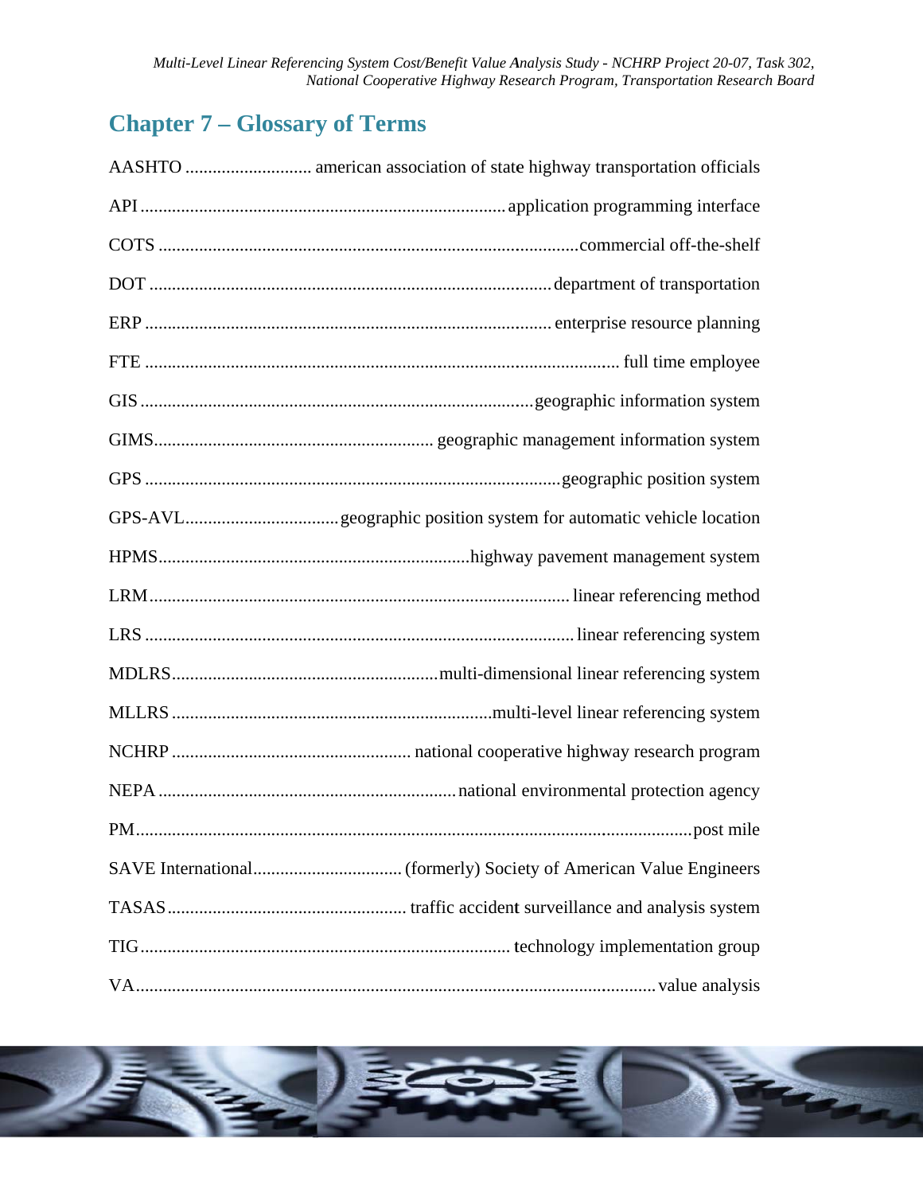# Chapter 7 – Glossary of Terms

AASHTO ............................ american association of state highway transportation officials

API ................................................................................ application programming interface

COTS .............................................................................................commercial off-the-shelf

DOT ........................................................................................ department of transportation

ERP ......................................................................................... enterprise resource planning

FTE ........................................................................................................ full time employee

GIS ........................................................................................ geographic information system

GIMS............................................................. geographic management information system

GPS ........................................................................................... geographic position system

GPS-AVL.................................. geographic position system for automatic vehicle location

HPMS..................................................................... highway pavement management system

LRM ............................................................................................ linear referencing method

LRS .............................................................................................. linear referencing system

MDLRS........................................................... multi-dimensional linear referencing system

MLLRS ....................................................................... multi-level linear referencing system

NCHRP ..................................................... national cooperative highway research program

NEPA .................................................................. national environmental protection agency

PM.......................................................................................................................... post mile

SAVE International................................. (formerly) Society of American Value Engineers

TASAS..................................................... traffic accident surveillance and analysis system

TIG................................................................................... technology implementation group

VA................................................................................................................... value analysis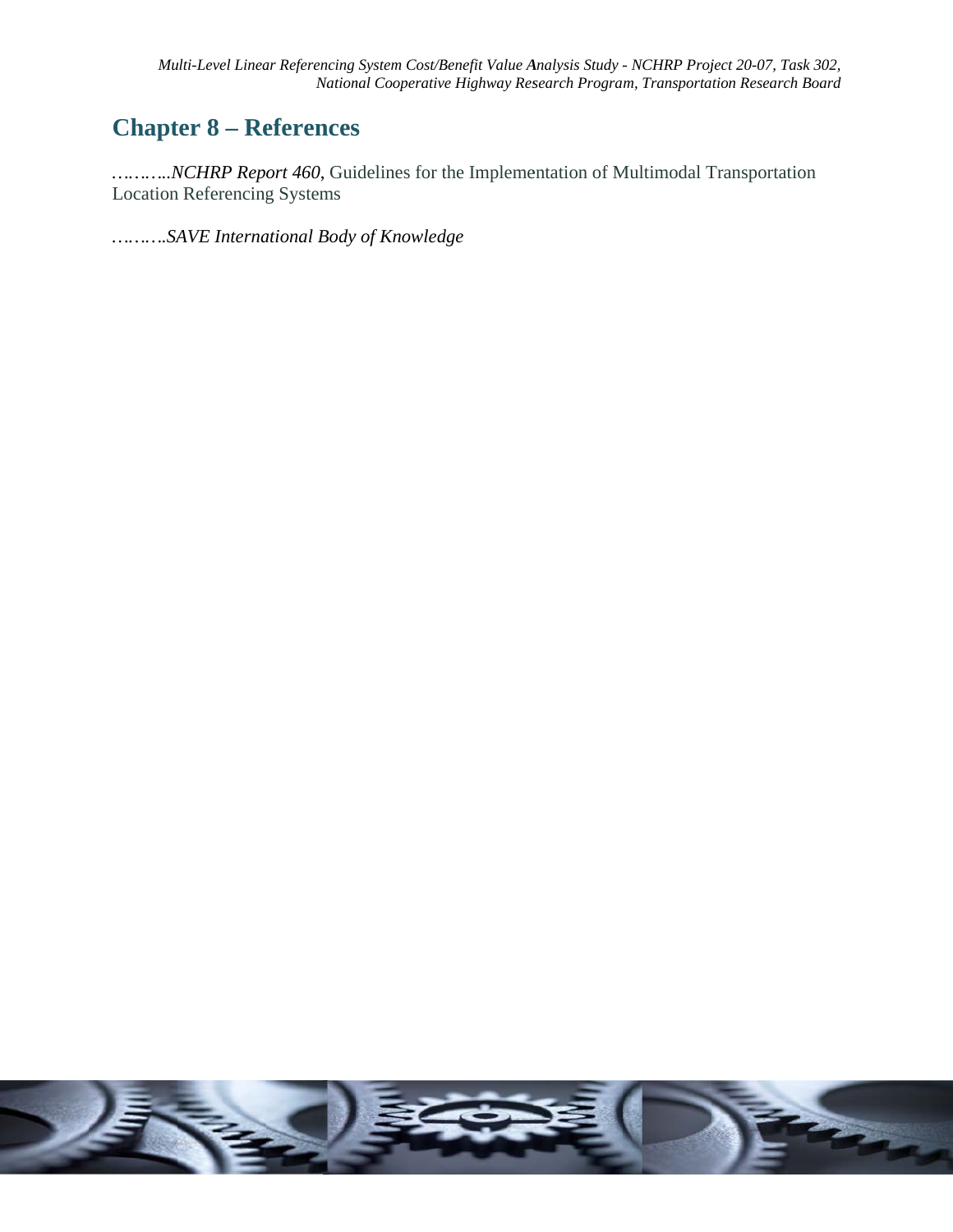## Chapter 8 – References

*……….NCHRP Report 460*, Guidelines for the Implementation of Multimodal Transportation Location Referencing Systems

*……….SAVE International Body of Knowledge*